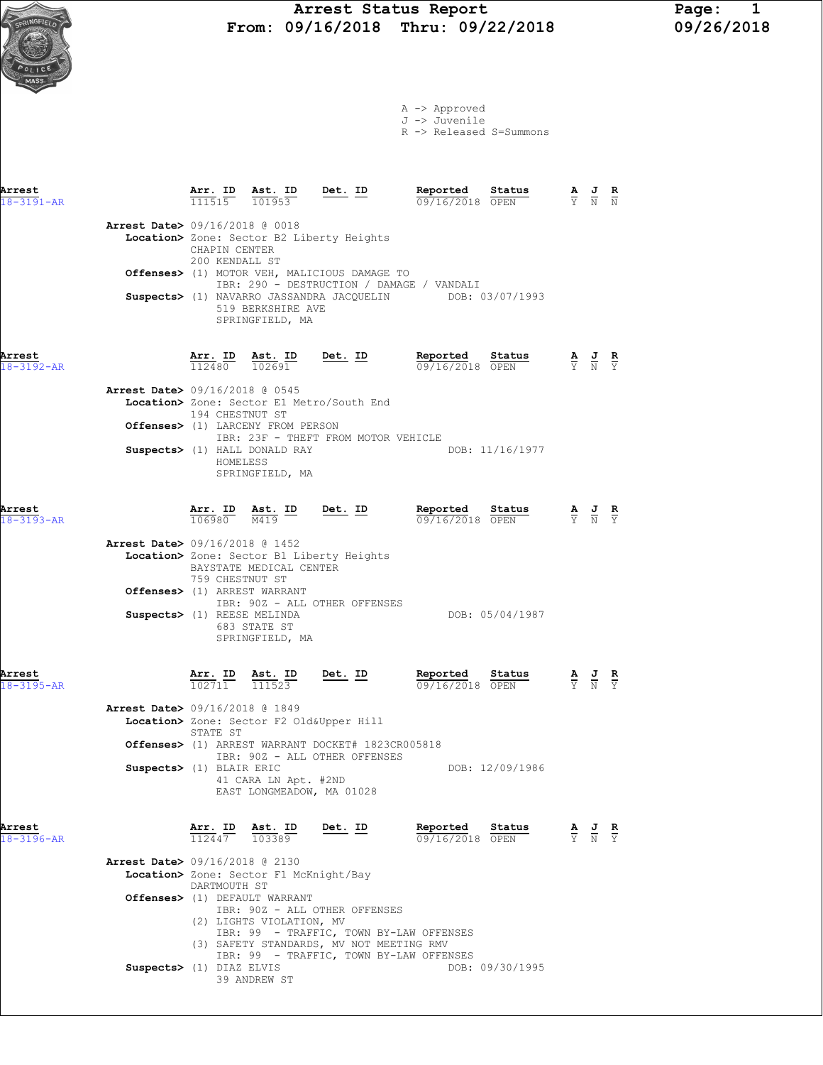# Arrest Status Report

**From: 09/16/2018 Thru: 09/22/2018**

09/26/2018

A -> Approved
J -> Juvenile
R -> Released S=Summons

| Arrest | Arr. ID | Ast. ID | Det. ID | Reported | Status | A | J | R |
|---|---|---|---|---|---|---|---|---|
| 18-3191-AR | 111515 | 101953 | | 09/16/2018 | OPEN | Y | N | N |

**Arrest Date>** 09/16/2018 @ 0018
**Location>** Zone: Sector B2 Liberty Heights
CHAPIN CENTER
200 KENDALL ST
**Offenses>** (1) MOTOR VEH, MALICIOUS DAMAGE TO
IBR: 290 - DESTRUCTION / DAMAGE / VANDALI
**Suspects>** (1) NAVARRO JASSANDRA JACQUELIN DOB: 03/07/1993
519 BERKSHIRE AVE
SPRINGFIELD, MA

| Arrest | Arr. ID | Ast. ID | Det. ID | Reported | Status | A | J | R |
|---|---|---|---|---|---|---|---|---|
| 18-3192-AR | 112480 | 102691 | | 09/16/2018 | OPEN | Y | N | Y |

**Arrest Date>** 09/16/2018 @ 0545
**Location>** Zone: Sector E1 Metro/South End
194 CHESTNUT ST
**Offenses>** (1) LARCENY FROM PERSON
IBR: 23F - THEFT FROM MOTOR VEHICLE
**Suspects>** (1) HALL DONALD RAY DOB: 11/16/1977
HOMELESS
SPRINGFIELD, MA

| Arrest | Arr. ID | Ast. ID | Det. ID | Reported | Status | A | J | R |
|---|---|---|---|---|---|---|---|---|
| 18-3193-AR | 106980 | M419 | | 09/16/2018 | OPEN | Y | N | Y |

**Arrest Date>** 09/16/2018 @ 1452
**Location>** Zone: Sector B1 Liberty Heights
BAYSTATE MEDICAL CENTER
759 CHESTNUT ST
**Offenses>** (1) ARREST WARRANT
IBR: 90Z - ALL OTHER OFFENSES
**Suspects>** (1) REESE MELINDA DOB: 05/04/1987
683 STATE ST
SPRINGFIELD, MA

| Arrest | Arr. ID | Ast. ID | Det. ID | Reported | Status | A | J | R |
|---|---|---|---|---|---|---|---|---|
| 18-3195-AR | 102711 | 111523 | | 09/16/2018 | OPEN | Y | N | Y |

**Arrest Date>** 09/16/2018 @ 1849
**Location>** Zone: Sector F2 Old&Upper Hill
STATE ST
**Offenses>** (1) ARREST WARRANT DOCKET# 1823CR005818
IBR: 90Z - ALL OTHER OFFENSES
**Suspects>** (1) BLAIR ERIC DOB: 12/09/1986
41 CARA LN Apt. #2ND
EAST LONGMEADOW, MA 01028

| Arrest | Arr. ID | Ast. ID | Det. ID | Reported | Status | A | J | R |
|---|---|---|---|---|---|---|---|---|
| 18-3196-AR | 112447 | 103389 | | 09/16/2018 | OPEN | Y | N | Y |

**Arrest Date>** 09/16/2018 @ 2130
**Location>** Zone: Sector F1 McKnight/Bay
DARTMOUTH ST
**Offenses>** (1) DEFAULT WARRANT
IBR: 90Z - ALL OTHER OFFENSES
(2) LIGHTS VIOLATION, MV
IBR: 99 - TRAFFIC, TOWN BY-LAW OFFENSES
(3) SAFETY STANDARDS, MV NOT MEETING RMV
IBR: 99 - TRAFFIC, TOWN BY-LAW OFFENSES
**Suspects>** (1) DIAZ ELVIS DOB: 09/30/1995
39 ANDREW ST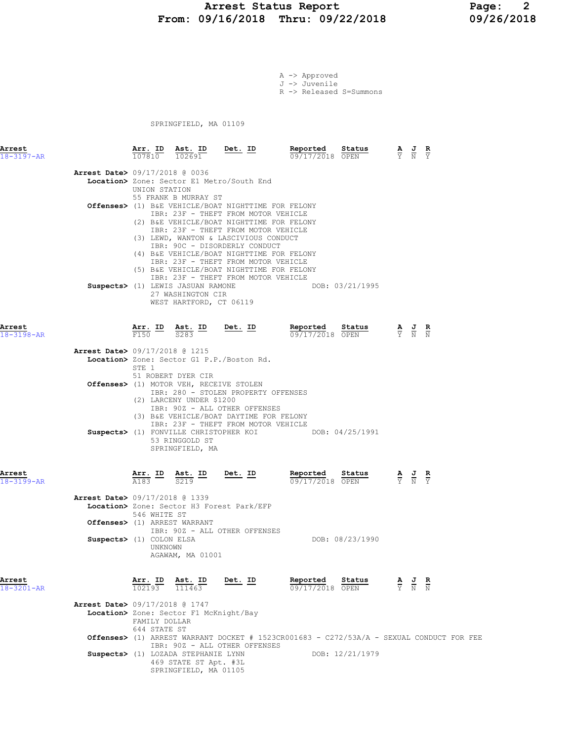A -> Approved
J -> Juvenile
R -> Released S=Summons

SPRINGFIELD, MA 01109

| Arrest | Arr. ID | Ast. ID | Det. ID | Reported | Status | A | J | R |
|---|---|---|---|---|---|---|---|---|
| 18-3197-AR | 107810 | 102691 | | 09/17/2018 | OPEN | Y | N | Y |

**Arrest Date>** 09/17/2018 @ 0036
**Location>** Zone: Sector E1 Metro/South End
UNION STATION
55 FRANK B MURRAY ST
**Offenses>** (1) B&E VEHICLE/BOAT NIGHTTIME FOR FELONY
IBR: 23F - THEFT FROM MOTOR VEHICLE
(2) B&E VEHICLE/BOAT NIGHTTIME FOR FELONY
IBR: 23F - THEFT FROM MOTOR VEHICLE
(3) LEWD, WANTON & LASCIVIOUS CONDUCT
IBR: 90C - DISORDERLY CONDUCT
(4) B&E VEHICLE/BOAT NIGHTTIME FOR FELONY
IBR: 23F - THEFT FROM MOTOR VEHICLE
(5) B&E VEHICLE/BOAT NIGHTTIME FOR FELONY
IBR: 23F - THEFT FROM MOTOR VEHICLE
**Suspects>** (1) LEWIS JASUAN RAMONE DOB: 03/21/1995
27 WASHINGTON CIR
WEST HARTFORD, CT 06119

| Arrest | Arr. ID | Ast. ID | Det. ID | Reported | Status | A | J | R |
|---|---|---|---|---|---|---|---|---|
| 18-3198-AR | F150 | S283 | | 09/17/2018 | OPEN | Y | N | N |

**Arrest Date>** 09/17/2018 @ 1215
**Location>** Zone: Sector G1 P.P./Boston Rd.
STE 1
51 ROBERT DYER CIR
**Offenses>** (1) MOTOR VEH, RECEIVE STOLEN
IBR: 280 - STOLEN PROPERTY OFFENSES
(2) LARCENY UNDER $1200
IBR: 90Z - ALL OTHER OFFENSES
(3) B&E VEHICLE/BOAT DAYTIME FOR FELONY
IBR: 23F - THEFT FROM MOTOR VEHICLE
**Suspects>** (1) FONVILLE CHRISTOPHER KOI DOB: 04/25/1991
53 RINGGOLD ST
SPRINGFIELD, MA

| Arrest | Arr. ID | Ast. ID | Det. ID | Reported | Status | A | J | R |
|---|---|---|---|---|---|---|---|---|
| 18-3199-AR | A183 | S219 | | 09/17/2018 | OPEN | Y | N | Y |

**Arrest Date>** 09/17/2018 @ 1339
**Location>** Zone: Sector H3 Forest Park/EFP
546 WHITE ST
**Offenses>** (1) ARREST WARRANT
IBR: 90Z - ALL OTHER OFFENSES
**Suspects>** (1) COLON ELSA DOB: 08/23/1990
UNKNOWN
AGAWAM, MA 01001

| Arrest | Arr. ID | Ast. ID | Det. ID | Reported | Status | A | J | R |
|---|---|---|---|---|---|---|---|---|
| 18-3201-AR | 102193 | 111463 | | 09/17/2018 | OPEN | Y | N | N |

**Arrest Date>** 09/17/2018 @ 1747
**Location>** Zone: Sector F1 McKnight/Bay
FAMILY DOLLAR
644 STATE ST
**Offenses>** (1) ARREST WARRANT DOCKET # 1523CR001683 - C272/53A/A - SEXUAL CONDUCT FOR FEE
IBR: 90Z - ALL OTHER OFFENSES
**Suspects>** (1) LOZADA STEPHANIE LYNN DOB: 12/21/1979
469 STATE ST Apt. #3L
SPRINGFIELD, MA 01105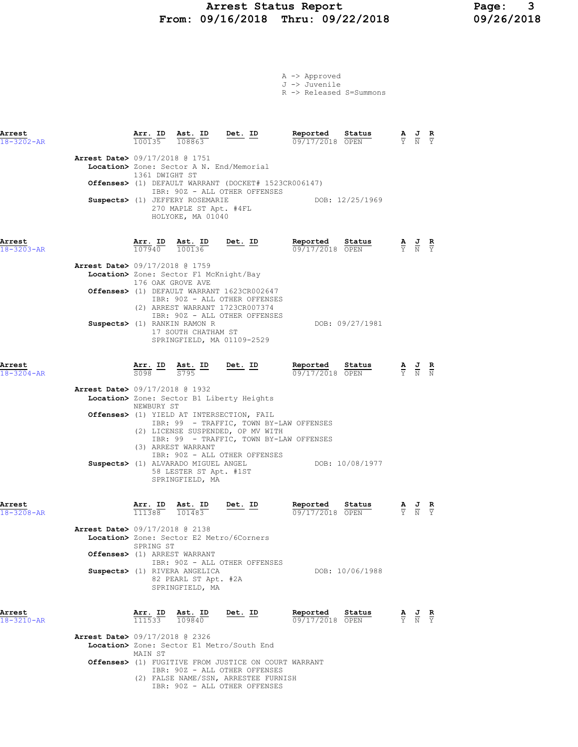A -> Approved
J -> Juvenile
R -> Released S=Summons

| Arrest | Arr. ID | Ast. ID | Det. ID | Reported | Status | A | J | R |
|---|---|---|---|---|---|---|---|---|
| 18-3202-AR | 100135 | 108863 | | 09/17/2018 | OPEN | Y | N | Y |

**Arrest Date>** 09/17/2018 @ 1751
**Location>** Zone: Sector A N. End/Memorial
1361 DWIGHT ST
**Offenses>** (1) DEFAULT WARRANT (DOCKET# 1523CR006147)
IBR: 90Z - ALL OTHER OFFENSES
**Suspects>** (1) JEFFERY ROSEMARIE — DOB: 12/25/1969
270 MAPLE ST Apt. #4FL
HOLYOKE, MA 01040

| Arrest | Arr. ID | Ast. ID | Det. ID | Reported | Status | A | J | R |
|---|---|---|---|---|---|---|---|---|
| 18-3203-AR | 107940 | 100136 | | 09/17/2018 | OPEN | Y | N | Y |

**Arrest Date>** 09/17/2018 @ 1759
**Location>** Zone: Sector F1 McKnight/Bay
176 OAK GROVE AVE
**Offenses>** (1) DEFAULT WARRANT 1623CR002647
IBR: 90Z - ALL OTHER OFFENSES
(2) ARREST WARRANT 1723CR007374
IBR: 90Z - ALL OTHER OFFENSES
**Suspects>** (1) RANKIN RAMON R — DOB: 09/27/1981
17 SOUTH CHATHAM ST
SPRINGFIELD, MA 01109-2529

| Arrest | Arr. ID | Ast. ID | Det. ID | Reported | Status | A | J | R |
|---|---|---|---|---|---|---|---|---|
| 18-3204-AR | S098 | S795 | | 09/17/2018 | OPEN | Y | N | N |

**Arrest Date>** 09/17/2018 @ 1932
**Location>** Zone: Sector B1 Liberty Heights
NEWBURY ST
**Offenses>** (1) YIELD AT INTERSECTION, FAIL
IBR: 99 - TRAFFIC, TOWN BY-LAW OFFENSES
(2) LICENSE SUSPENDED, OP MV WITH
IBR: 99 - TRAFFIC, TOWN BY-LAW OFFENSES
(3) ARREST WARRANT
IBR: 90Z - ALL OTHER OFFENSES
**Suspects>** (1) ALVARADO MIGUEL ANGEL — DOB: 10/08/1977
58 LESTER ST Apt. #1ST
SPRINGFIELD, MA

| Arrest | Arr. ID | Ast. ID | Det. ID | Reported | Status | A | J | R |
|---|---|---|---|---|---|---|---|---|
| 18-3208-AR | 111388 | 101483 | | 09/17/2018 | OPEN | Y | N | Y |

**Arrest Date>** 09/17/2018 @ 2138
**Location>** Zone: Sector E2 Metro/6Corners
SPRING ST
**Offenses>** (1) ARREST WARRANT
IBR: 90Z - ALL OTHER OFFENSES
**Suspects>** (1) RIVERA ANGELICA — DOB: 10/06/1988
82 PEARL ST Apt. #2A
SPRINGFIELD, MA

| Arrest | Arr. ID | Ast. ID | Det. ID | Reported | Status | A | J | R |
|---|---|---|---|---|---|---|---|---|
| 18-3210-AR | 111533 | 109840 | | 09/17/2018 | OPEN | Y | N | Y |

**Arrest Date>** 09/17/2018 @ 2326
**Location>** Zone: Sector E1 Metro/South End
MAIN ST
**Offenses>** (1) FUGITIVE FROM JUSTICE ON COURT WARRANT
IBR: 90Z - ALL OTHER OFFENSES
(2) FALSE NAME/SSN, ARRESTEE FURNISH
IBR: 90Z - ALL OTHER OFFENSES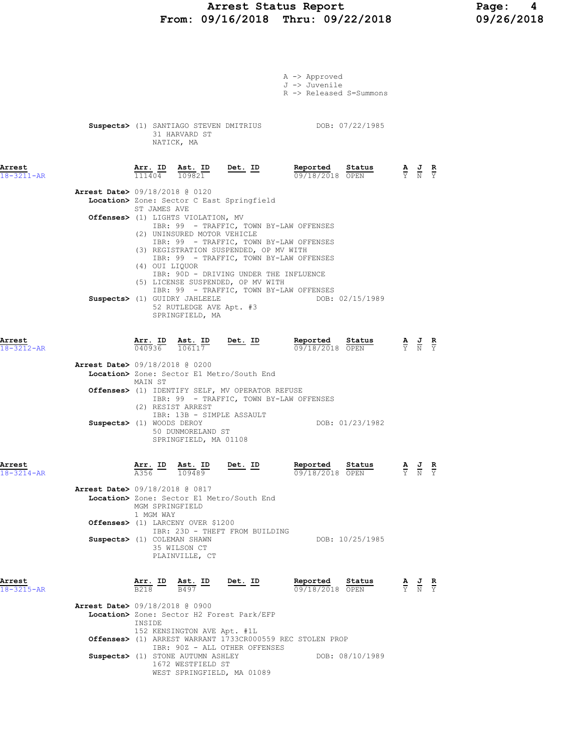A -> Approved
J -> Juvenile
R -> Released S=Summons

**Suspects>** (1) SANTIAGO STEVEN DMITRIUS DOB: 07/22/1985
31 HARVARD ST
NATICK, MA

---

**Arrest** 18-3211-AR

| Arr. ID | Ast. ID | Det. ID | Reported | Status | A | J | R |
|---|---|---|---|---|---|---|---|
| 111404 | 109821 | | 09/18/2018 | OPEN | Y | N | Y |

**Arrest Date>** 09/18/2018 @ 0120
**Location>** Zone: Sector C East Springfield
ST JAMES AVE
**Offenses>** (1) LIGHTS VIOLATION, MV
IBR: 99 - TRAFFIC, TOWN BY-LAW OFFENSES
(2) UNINSURED MOTOR VEHICLE
IBR: 99 - TRAFFIC, TOWN BY-LAW OFFENSES
(3) REGISTRATION SUSPENDED, OP MV WITH
IBR: 99 - TRAFFIC, TOWN BY-LAW OFFENSES
(4) OUI LIQUOR
IBR: 90D - DRIVING UNDER THE INFLUENCE
(5) LICENSE SUSPENDED, OP MV WITH
IBR: 99 - TRAFFIC, TOWN BY-LAW OFFENSES
**Suspects>** (1) GUIDRY JAHLEELE DOB: 02/15/1989
52 RUTLEDGE AVE Apt. #3
SPRINGFIELD, MA

---

**Arrest** 18-3212-AR

| Arr. ID | Ast. ID | Det. ID | Reported | Status | A | J | R |
|---|---|---|---|---|---|---|---|
| 040936 | 106117 | | 09/18/2018 | OPEN | Y | N | Y |

**Arrest Date>** 09/18/2018 @ 0200
**Location>** Zone: Sector E1 Metro/South End
MAIN ST
**Offenses>** (1) IDENTIFY SELF, MV OPERATOR REFUSE
IBR: 99 - TRAFFIC, TOWN BY-LAW OFFENSES
(2) RESIST ARREST
IBR: 13B - SIMPLE ASSAULT
**Suspects>** (1) WOODS DEROY DOB: 01/23/1982
50 DUNMORELAND ST
SPRINGFIELD, MA 01108

---

**Arrest** 18-3214-AR

| Arr. ID | Ast. ID | Det. ID | Reported | Status | A | J | R |
|---|---|---|---|---|---|---|---|
| A356 | 109489 | | 09/18/2018 | OPEN | Y | N | Y |

**Arrest Date>** 09/18/2018 @ 0817
**Location>** Zone: Sector E1 Metro/South End
MGM SPRINGFIELD
1 MGM WAY
**Offenses>** (1) LARCENY OVER $1200
IBR: 23D - THEFT FROM BUILDING
**Suspects>** (1) COLEMAN SHAWN DOB: 10/25/1985
35 WILSON CT
PLAINVILLE, CT

---

**Arrest** 18-3215-AR

| Arr. ID | Ast. ID | Det. ID | Reported | Status | A | J | R |
|---|---|---|---|---|---|---|---|
| B218 | B497 | | 09/18/2018 | OPEN | Y | N | Y |

**Arrest Date>** 09/18/2018 @ 0900
**Location>** Zone: Sector H2 Forest Park/EFP
INSIDE
152 KENSINGTON AVE Apt. #1L
**Offenses>** (1) ARREST WARRANT 1733CR000559 REC STOLEN PROP
IBR: 90Z - ALL OTHER OFFENSES
**Suspects>** (1) STONE AUTUMN ASHLEY DOB: 08/10/1989
1672 WESTFIELD ST
WEST SPRINGFIELD, MA 01089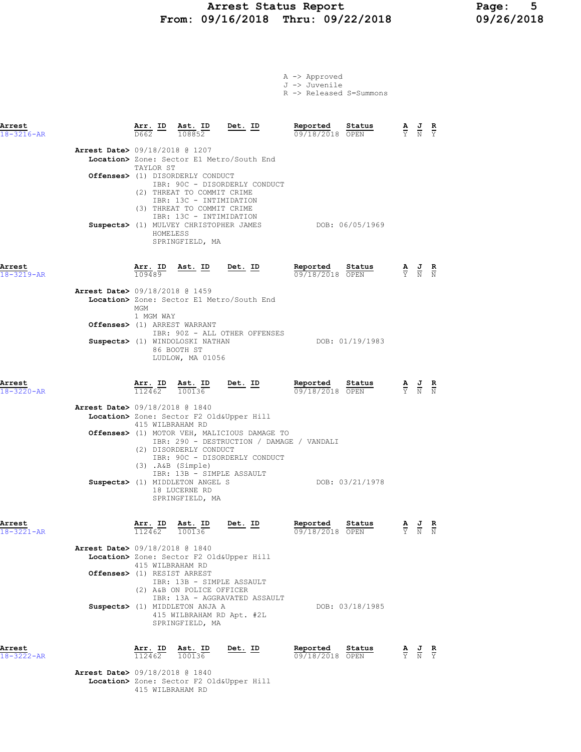A -> Approved
J -> Juvenile
R -> Released S=Summons

| Arrest | Arr. ID | Ast. ID | Det. ID | Reported | Status | A | J | R |
|---|---|---|---|---|---|---|---|---|
| 18-3216-AR | D662 | 108852 | | 09/18/2018 | OPEN | Y | N | Y |

**Arrest Date>** 09/18/2018 @ 1207
**Location>** Zone: Sector E1 Metro/South End
TAYLOR ST
**Offenses>** (1) DISORDERLY CONDUCT
IBR: 90C - DISORDERLY CONDUCT
(2) THREAT TO COMMIT CRIME
IBR: 13C - INTIMIDATION
(3) THREAT TO COMMIT CRIME
IBR: 13C - INTIMIDATION
**Suspects>** (1) MULVEY CHRISTOPHER JAMES DOB: 06/05/1969
HOMELESS
SPRINGFIELD, MA

| Arrest | Arr. ID | Ast. ID | Det. ID | Reported | Status | A | J | R |
|---|---|---|---|---|---|---|---|---|
| 18-3219-AR | 109489 | | | 09/18/2018 | OPEN | Y | N | N |

**Arrest Date>** 09/18/2018 @ 1459
**Location>** Zone: Sector E1 Metro/South End
MGM
1 MGM WAY
**Offenses>** (1) ARREST WARRANT
IBR: 90Z - ALL OTHER OFFENSES
**Suspects>** (1) WINDOLOSKI NATHAN DOB: 01/19/1983
86 BOOTH ST
LUDLOW, MA 01056

| Arrest | Arr. ID | Ast. ID | Det. ID | Reported | Status | A | J | R |
|---|---|---|---|---|---|---|---|---|
| 18-3220-AR | 112462 | 100136 | | 09/18/2018 | OPEN | Y | N | N |

**Arrest Date>** 09/18/2018 @ 1840
**Location>** Zone: Sector F2 Old&Upper Hill
415 WILBRAHAM RD
**Offenses>** (1) MOTOR VEH, MALICIOUS DAMAGE TO
IBR: 290 - DESTRUCTION / DAMAGE / VANDALI
(2) DISORDERLY CONDUCT
IBR: 90C - DISORDERLY CONDUCT
(3) .A&B (Simple)
IBR: 13B - SIMPLE ASSAULT
**Suspects>** (1) MIDDLETON ANGEL S DOB: 03/21/1978
18 LUCERNE RD
SPRINGFIELD, MA

| Arrest | Arr. ID | Ast. ID | Det. ID | Reported | Status | A | J | R |
|---|---|---|---|---|---|---|---|---|
| 18-3221-AR | 112462 | 100136 | | 09/18/2018 | OPEN | Y | N | N |

**Arrest Date>** 09/18/2018 @ 1840
**Location>** Zone: Sector F2 Old&Upper Hill
415 WILBRAHAM RD
**Offenses>** (1) RESIST ARREST
IBR: 13B - SIMPLE ASSAULT
(2) A&B ON POLICE OFFICER
IBR: 13A - AGGRAVATED ASSAULT
**Suspects>** (1) MIDDLETON ANJA A DOB: 03/18/1985
415 WILBRAHAM RD Apt. #2L
SPRINGFIELD, MA

| Arrest | Arr. ID | Ast. ID | Det. ID | Reported | Status | A | J | R |
|---|---|---|---|---|---|---|---|---|
| 18-3222-AR | 112462 | 100136 | | 09/18/2018 | OPEN | Y | N | Y |

**Arrest Date>** 09/18/2018 @ 1840
**Location>** Zone: Sector F2 Old&Upper Hill
415 WILBRAHAM RD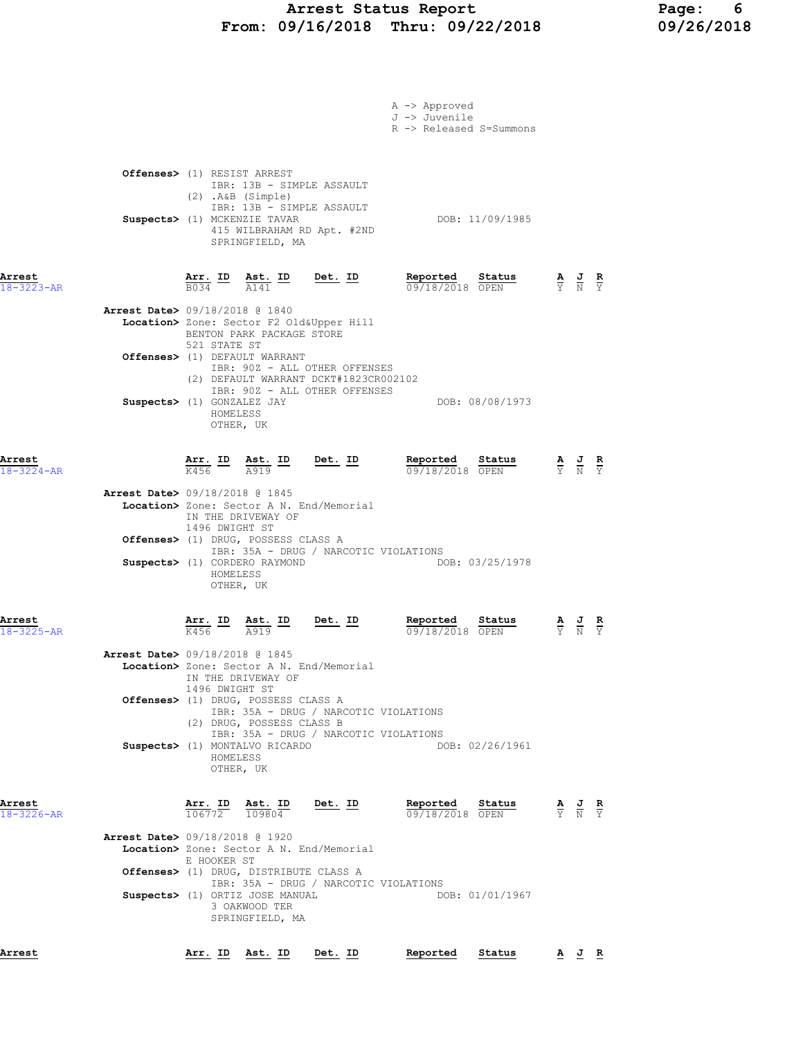A -> Approved
J -> Juvenile
R -> Released S=Summons

**Offenses>** (1) RESIST ARREST
IBR: 13B - SIMPLE ASSAULT
(2) .A&B (Simple)
IBR: 13B - SIMPLE ASSAULT
**Suspects>** (1) MCKENZIE TAVAR DOB: 11/09/1985
415 WILBRAHAM RD Apt. #2ND
SPRINGFIELD, MA

| Arrest | Arr. ID | Ast. ID | Det. ID | Reported | Status | A | J | R |
|---|---|---|---|---|---|---|---|---|
| 18-3223-AR | B034 | A141 | | 09/18/2018 | OPEN | Y | N | Y |

**Arrest Date>** 09/18/2018 @ 1840
**Location>** Zone: Sector F2 Old&Upper Hill
BENTON PARK PACKAGE STORE
521 STATE ST
**Offenses>** (1) DEFAULT WARRANT
IBR: 90Z - ALL OTHER OFFENSES
(2) DEFAULT WARRANT DCKT#1823CR002102
IBR: 90Z - ALL OTHER OFFENSES
**Suspects>** (1) GONZALEZ JAY DOB: 08/08/1973
HOMELESS
OTHER, UK

| Arrest | Arr. ID | Ast. ID | Det. ID | Reported | Status | A | J | R |
|---|---|---|---|---|---|---|---|---|
| 18-3224-AR | K456 | A919 | | 09/18/2018 | OPEN | Y | N | Y |

**Arrest Date>** 09/18/2018 @ 1845
**Location>** Zone: Sector A N. End/Memorial
IN THE DRIVEWAY OF
1496 DWIGHT ST
**Offenses>** (1) DRUG, POSSESS CLASS A
IBR: 35A - DRUG / NARCOTIC VIOLATIONS
**Suspects>** (1) CORDERO RAYMOND DOB: 03/25/1978
HOMELESS
OTHER, UK

| Arrest | Arr. ID | Ast. ID | Det. ID | Reported | Status | A | J | R |
|---|---|---|---|---|---|---|---|---|
| 18-3225-AR | K456 | A919 | | 09/18/2018 | OPEN | Y | N | Y |

**Arrest Date>** 09/18/2018 @ 1845
**Location>** Zone: Sector A N. End/Memorial
IN THE DRIVEWAY OF
1496 DWIGHT ST
**Offenses>** (1) DRUG, POSSESS CLASS A
IBR: 35A - DRUG / NARCOTIC VIOLATIONS
(2) DRUG, POSSESS CLASS B
IBR: 35A - DRUG / NARCOTIC VIOLATIONS
**Suspects>** (1) MONTALVO RICARDO DOB: 02/26/1961
HOMELESS
OTHER, UK

| Arrest | Arr. ID | Ast. ID | Det. ID | Reported | Status | A | J | R |
|---|---|---|---|---|---|---|---|---|
| 18-3226-AR | 106772 | 109804 | | 09/18/2018 | OPEN | Y | N | Y |

**Arrest Date>** 09/18/2018 @ 1920
**Location>** Zone: Sector A N. End/Memorial
E HOOKER ST
**Offenses>** (1) DRUG, DISTRIBUTE CLASS A
IBR: 35A - DRUG / NARCOTIC VIOLATIONS
**Suspects>** (1) ORTIZ JOSE MANUAL DOB: 01/01/1967
3 OAKWOOD TER
SPRINGFIELD, MA

| Arrest | Arr. ID | Ast. ID | Det. ID | Reported | Status | A | J | R |
|---|---|---|---|---|---|---|---|---|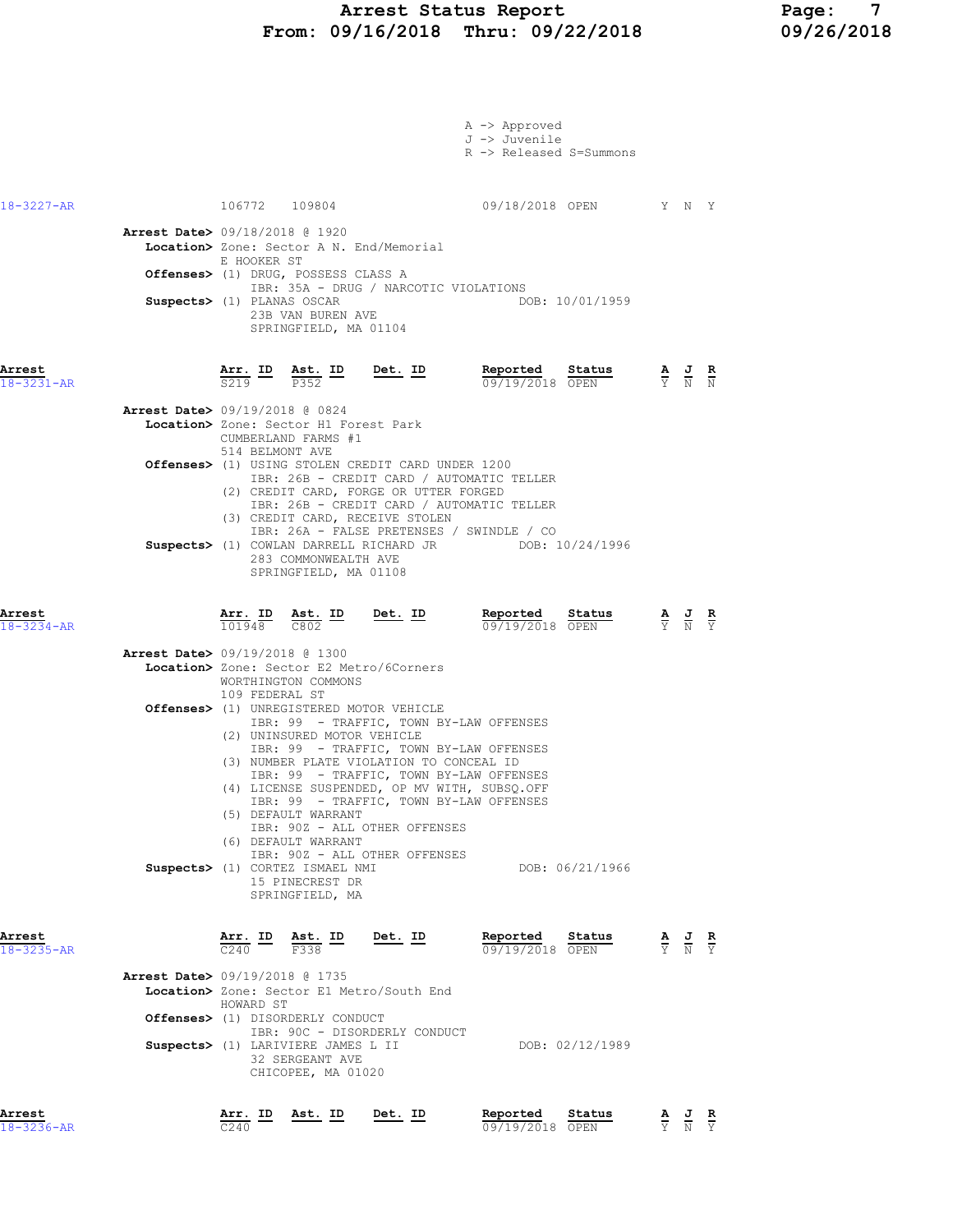A -> Approved
J -> Juvenile
R -> Released S=Summons

| Arrest | Arr. ID | Ast. ID | Det. ID | Reported | Status | A | J | R |
|---|---|---|---|---|---|---|---|---|
| 18-3227-AR | 106772 | 109804 | | 09/18/2018 | OPEN | Y | N | Y |

**Arrest Date>** 09/18/2018 @ 1920
**Location>** Zone: Sector A N. End/Memorial
E HOOKER ST
**Offenses>** (1) DRUG, POSSESS CLASS A
IBR: 35A - DRUG / NARCOTIC VIOLATIONS
**Suspects>** (1) PLANAS OSCAR DOB: 10/01/1959
23B VAN BUREN AVE
SPRINGFIELD, MA 01104

| Arrest | Arr. ID | Ast. ID | Det. ID | Reported | Status | A | J | R |
|---|---|---|---|---|---|---|---|---|
| 18-3231-AR | S219 | P352 | | 09/19/2018 | OPEN | Y | N | N |

**Arrest Date>** 09/19/2018 @ 0824
**Location>** Zone: Sector H1 Forest Park
CUMBERLAND FARMS #1
514 BELMONT AVE
**Offenses>** (1) USING STOLEN CREDIT CARD UNDER 1200
IBR: 26B - CREDIT CARD / AUTOMATIC TELLER
(2) CREDIT CARD, FORGE OR UTTER FORGED
IBR: 26B - CREDIT CARD / AUTOMATIC TELLER
(3) CREDIT CARD, RECEIVE STOLEN
IBR: 26A - FALSE PRETENSES / SWINDLE / CO
**Suspects>** (1) COWLAN DARRELL RICHARD JR DOB: 10/24/1996
283 COMMONWEALTH AVE
SPRINGFIELD, MA 01108

| Arrest | Arr. ID | Ast. ID | Det. ID | Reported | Status | A | J | R |
|---|---|---|---|---|---|---|---|---|
| 18-3234-AR | 101948 | C802 | | 09/19/2018 | OPEN | Y | N | Y |

**Arrest Date>** 09/19/2018 @ 1300
**Location>** Zone: Sector E2 Metro/6Corners
WORTHINGTON COMMONS
109 FEDERAL ST
**Offenses>** (1) UNREGISTERED MOTOR VEHICLE
IBR: 99 - TRAFFIC, TOWN BY-LAW OFFENSES
(2) UNINSURED MOTOR VEHICLE
IBR: 99 - TRAFFIC, TOWN BY-LAW OFFENSES
(3) NUMBER PLATE VIOLATION TO CONCEAL ID
IBR: 99 - TRAFFIC, TOWN BY-LAW OFFENSES
(4) LICENSE SUSPENDED, OP MV WITH, SUBSQ.OFF
IBR: 99 - TRAFFIC, TOWN BY-LAW OFFENSES
(5) DEFAULT WARRANT
IBR: 90Z - ALL OTHER OFFENSES
(6) DEFAULT WARRANT
IBR: 90Z - ALL OTHER OFFENSES
**Suspects>** (1) CORTEZ ISMAEL NMI DOB: 06/21/1966
15 PINECREST DR
SPRINGFIELD, MA

| Arrest | Arr. ID | Ast. ID | Det. ID | Reported | Status | A | J | R |
|---|---|---|---|---|---|---|---|---|
| 18-3235-AR | C240 | F338 | | 09/19/2018 | OPEN | Y | N | Y |

**Arrest Date>** 09/19/2018 @ 1735
**Location>** Zone: Sector E1 Metro/South End
HOWARD ST
**Offenses>** (1) DISORDERLY CONDUCT
IBR: 90C - DISORDERLY CONDUCT
**Suspects>** (1) LARIVIERE JAMES L II DOB: 02/12/1989
32 SERGEANT AVE
CHICOPEE, MA 01020

| Arrest | Arr. ID | Ast. ID | Det. ID | Reported | Status | A | J | R |
|---|---|---|---|---|---|---|---|---|
| 18-3236-AR | C240 | | | 09/19/2018 | OPEN | Y | N | Y |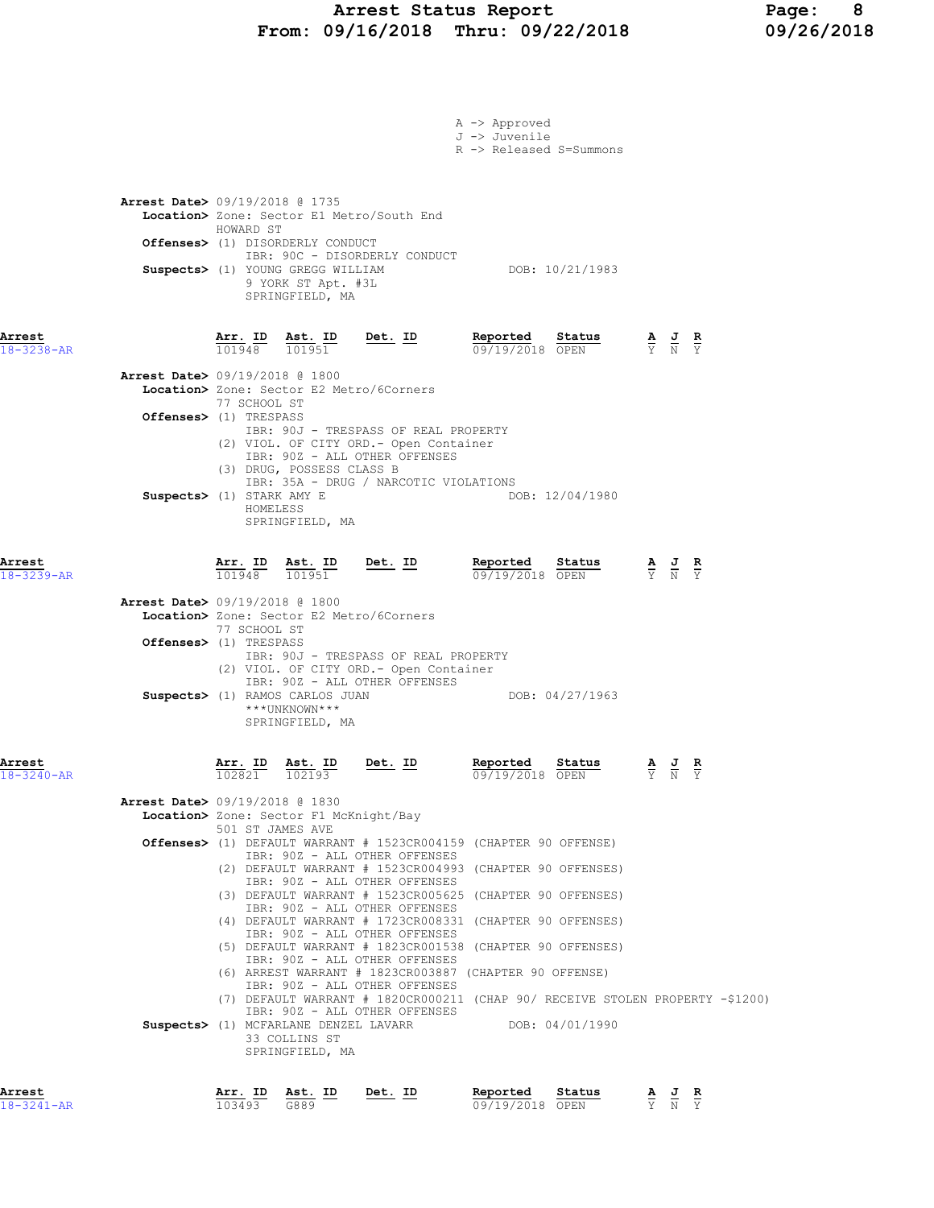A -> Approved
J -> Juvenile
R -> Released S=Summons

**Arrest Date>** 09/19/2018 @ 1735
**Location>** Zone: Sector E1 Metro/South End
HOWARD ST
**Offenses>** (1) DISORDERLY CONDUCT
IBR: 90C - DISORDERLY CONDUCT
**Suspects>** (1) YOUNG GREGG WILLIAM DOB: 10/21/1983
9 YORK ST Apt. #3L
SPRINGFIELD, MA

| Arrest | Arr. ID | Ast. ID | Det. ID | Reported | Status | A | J | R |
|---|---|---|---|---|---|---|---|---|
| 18-3238-AR | 101948 | 101951 | | 09/19/2018 | OPEN | Y | N | Y |

**Arrest Date>** 09/19/2018 @ 1800
**Location>** Zone: Sector E2 Metro/6Corners
77 SCHOOL ST
**Offenses>** (1) TRESPASS
IBR: 90J - TRESPASS OF REAL PROPERTY
(2) VIOL. OF CITY ORD.- Open Container
IBR: 90Z - ALL OTHER OFFENSES
(3) DRUG, POSSESS CLASS B
IBR: 35A - DRUG / NARCOTIC VIOLATIONS
**Suspects>** (1) STARK AMY E DOB: 12/04/1980
HOMELESS
SPRINGFIELD, MA

| Arrest | Arr. ID | Ast. ID | Det. ID | Reported | Status | A | J | R |
|---|---|---|---|---|---|---|---|---|
| 18-3239-AR | 101948 | 101951 | | 09/19/2018 | OPEN | Y | N | Y |

**Arrest Date>** 09/19/2018 @ 1800
**Location>** Zone: Sector E2 Metro/6Corners
77 SCHOOL ST
**Offenses>** (1) TRESPASS
IBR: 90J - TRESPASS OF REAL PROPERTY
(2) VIOL. OF CITY ORD.- Open Container
IBR: 90Z - ALL OTHER OFFENSES
**Suspects>** (1) RAMOS CARLOS JUAN DOB: 04/27/1963
***UNKNOWN***
SPRINGFIELD, MA

| Arrest | Arr. ID | Ast. ID | Det. ID | Reported | Status | A | J | R |
|---|---|---|---|---|---|---|---|---|
| 18-3240-AR | 102821 | 102193 | | 09/19/2018 | OPEN | Y | N | Y |

**Arrest Date>** 09/19/2018 @ 1830
**Location>** Zone: Sector F1 McKnight/Bay
501 ST JAMES AVE
**Offenses>** (1) DEFAULT WARRANT # 1523CR004159 (CHAPTER 90 OFFENSE)
IBR: 90Z - ALL OTHER OFFENSES
(2) DEFAULT WARRANT # 1523CR004993 (CHAPTER 90 OFFENSES)
IBR: 90Z - ALL OTHER OFFENSES
(3) DEFAULT WARRANT # 1523CR005625 (CHAPTER 90 OFFENSES)
IBR: 90Z - ALL OTHER OFFENSES
(4) DEFAULT WARRANT # 1723CR008331 (CHAPTER 90 OFFENSES)
IBR: 90Z - ALL OTHER OFFENSES
(5) DEFAULT WARRANT # 1823CR001538 (CHAPTER 90 OFFENSES)
IBR: 90Z - ALL OTHER OFFENSES
(6) ARREST WARRANT # 1823CR003887 (CHAPTER 90 OFFENSE)
IBR: 90Z - ALL OTHER OFFENSES
(7) DEFAULT WARRANT # 1820CR000211 (CHAP 90/ RECEIVE STOLEN PROPERTY -$1200)
IBR: 90Z - ALL OTHER OFFENSES
**Suspects>** (1) MCFARLANE DENZEL LAVARR DOB: 04/01/1990
33 COLLINS ST
SPRINGFIELD, MA

| Arrest | Arr. ID | Ast. ID | Det. ID | Reported | Status | A | J | R |
|---|---|---|---|---|---|---|---|---|
| 18-3241-AR | 103493 | G889 | | 09/19/2018 | OPEN | Y | N | Y |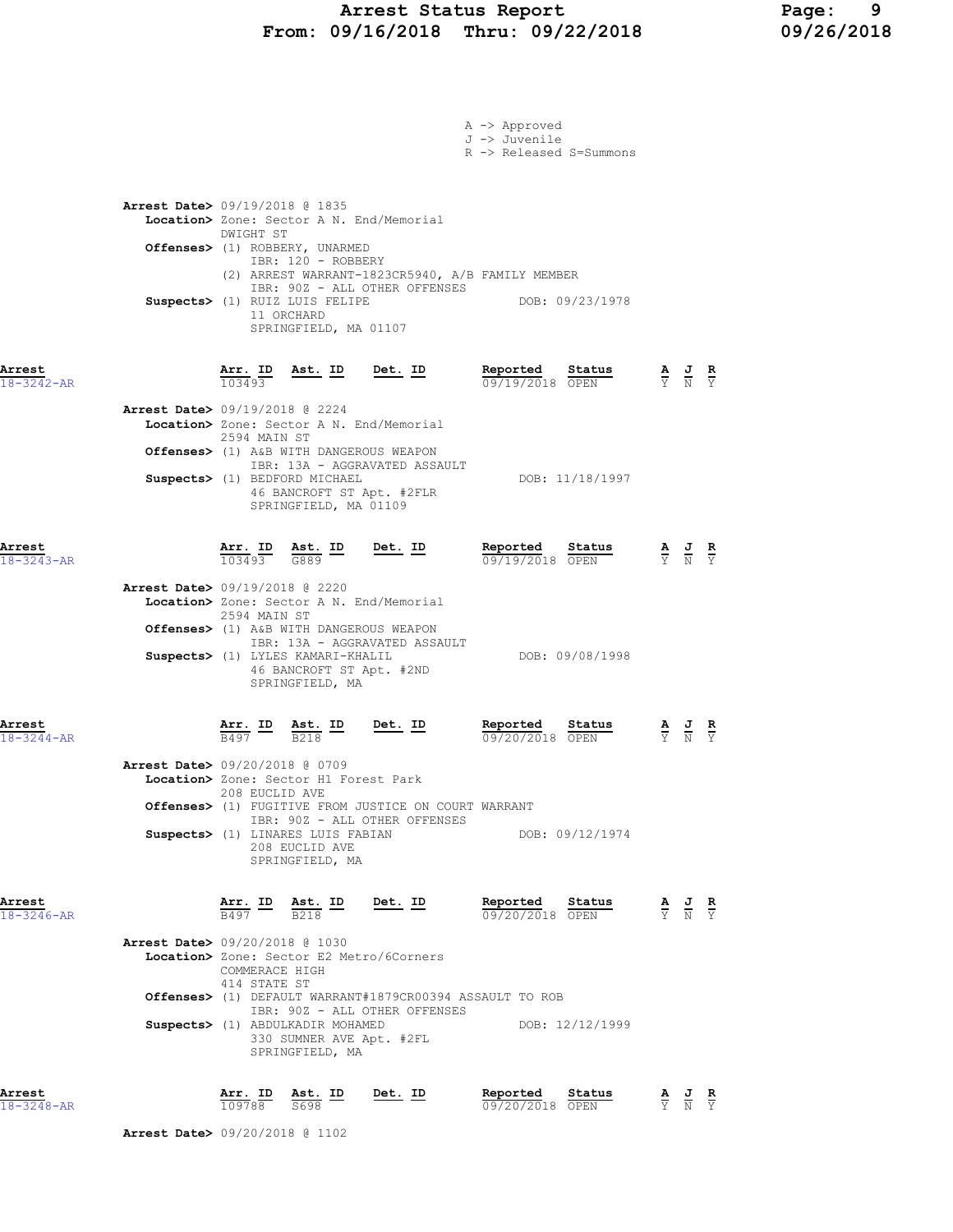A -> Approved
J -> Juvenile
R -> Released S=Summons

**Arrest Date>** 09/19/2018 @ 1835
**Location>** Zone: Sector A N. End/Memorial
DWIGHT ST
**Offenses>** (1) ROBBERY, UNARMED
IBR: 120 - ROBBERY
(2) ARREST WARRANT-1823CR5940, A/B FAMILY MEMBER
IBR: 90Z - ALL OTHER OFFENSES
**Suspects>** (1) RUIZ LUIS FELIPE DOB: 09/23/1978
11 ORCHARD
SPRINGFIELD, MA 01107

| Arrest | Arr. ID | Ast. ID | Det. ID | Reported | Status | A | J | R |
|---|---|---|---|---|---|---|---|---|
| 18-3242-AR | 103493 | | | 09/19/2018 | OPEN | Y | N | Y |

**Arrest Date>** 09/19/2018 @ 2224
**Location>** Zone: Sector A N. End/Memorial
2594 MAIN ST
**Offenses>** (1) A&B WITH DANGEROUS WEAPON
IBR: 13A - AGGRAVATED ASSAULT
**Suspects>** (1) BEDFORD MICHAEL DOB: 11/18/1997
46 BANCROFT ST Apt. #2FLR
SPRINGFIELD, MA 01109

| Arrest | Arr. ID | Ast. ID | Det. ID | Reported | Status | A | J | R |
|---|---|---|---|---|---|---|---|---|
| 18-3243-AR | 103493 | G889 | | 09/19/2018 | OPEN | Y | N | Y |

**Arrest Date>** 09/19/2018 @ 2220
**Location>** Zone: Sector A N. End/Memorial
2594 MAIN ST
**Offenses>** (1) A&B WITH DANGEROUS WEAPON
IBR: 13A - AGGRAVATED ASSAULT
**Suspects>** (1) LYLES KAMARI-KHALIL DOB: 09/08/1998
46 BANCROFT ST Apt. #2ND
SPRINGFIELD, MA

| Arrest | Arr. ID | Ast. ID | Det. ID | Reported | Status | A | J | R |
|---|---|---|---|---|---|---|---|---|
| 18-3244-AR | B497 | B218 | | 09/20/2018 | OPEN | Y | N | Y |

**Arrest Date>** 09/20/2018 @ 0709
**Location>** Zone: Sector H1 Forest Park
208 EUCLID AVE
**Offenses>** (1) FUGITIVE FROM JUSTICE ON COURT WARRANT
IBR: 90Z - ALL OTHER OFFENSES
**Suspects>** (1) LINARES LUIS FABIAN DOB: 09/12/1974
208 EUCLID AVE
SPRINGFIELD, MA

| Arrest | Arr. ID | Ast. ID | Det. ID | Reported | Status | A | J | R |
|---|---|---|---|---|---|---|---|---|
| 18-3246-AR | B497 | B218 | | 09/20/2018 | OPEN | Y | N | Y |

**Arrest Date>** 09/20/2018 @ 1030
**Location>** Zone: Sector E2 Metro/6Corners
COMMERACE HIGH
414 STATE ST
**Offenses>** (1) DEFAULT WARRANT#1879CR00394 ASSAULT TO ROB
IBR: 90Z - ALL OTHER OFFENSES
**Suspects>** (1) ABDULKADIR MOHAMED DOB: 12/12/1999
330 SUMNER AVE Apt. #2FL
SPRINGFIELD, MA

| Arrest | Arr. ID | Ast. ID | Det. ID | Reported | Status | A | J | R |
|---|---|---|---|---|---|---|---|---|
| 18-3248-AR | 109788 | S698 | | 09/20/2018 | OPEN | Y | N | Y |

**Arrest Date>** 09/20/2018 @ 1102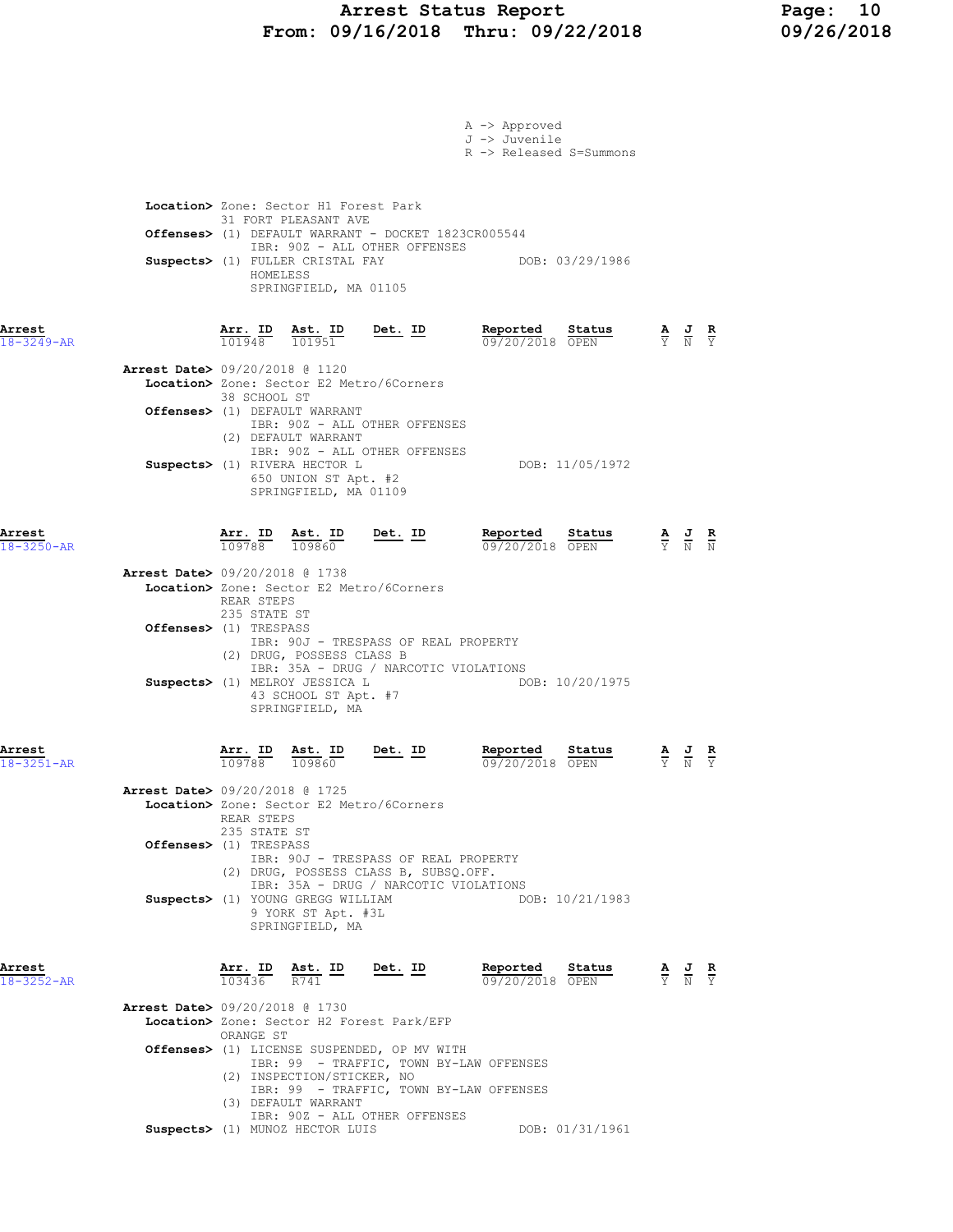A -> Approved
J -> Juvenile
R -> Released S=Summons

**Location>** Zone: Sector H1 Forest Park
31 FORT PLEASANT AVE
**Offenses>** (1) DEFAULT WARRANT - DOCKET 1823CR005544
IBR: 90Z - ALL OTHER OFFENSES
**Suspects>** (1) FULLER CRISTAL FAY — DOB: 03/29/1986
HOMELESS
SPRINGFIELD, MA 01105

---

**Arrest** 18-3249-AR

| Arr. ID | Ast. ID | Det. ID | Reported | Status | A | J | R |
|---|---|---|---|---|---|---|---|
| 101948 | 101951 | | 09/20/2018 | OPEN | Y | N | Y |

**Arrest Date>** 09/20/2018 @ 1120
**Location>** Zone: Sector E2 Metro/6Corners
38 SCHOOL ST
**Offenses>** (1) DEFAULT WARRANT
IBR: 90Z - ALL OTHER OFFENSES
(2) DEFAULT WARRANT
IBR: 90Z - ALL OTHER OFFENSES
**Suspects>** (1) RIVERA HECTOR L — DOB: 11/05/1972
650 UNION ST Apt. #2
SPRINGFIELD, MA 01109

---

**Arrest** 18-3250-AR

| Arr. ID | Ast. ID | Det. ID | Reported | Status | A | J | R |
|---|---|---|---|---|---|---|---|
| 109788 | 109860 | | 09/20/2018 | OPEN | Y | N | N |

**Arrest Date>** 09/20/2018 @ 1738
**Location>** Zone: Sector E2 Metro/6Corners
REAR STEPS
235 STATE ST
**Offenses>** (1) TRESPASS
IBR: 90J - TRESPASS OF REAL PROPERTY
(2) DRUG, POSSESS CLASS B
IBR: 35A - DRUG / NARCOTIC VIOLATIONS
**Suspects>** (1) MELROY JESSICA L — DOB: 10/20/1975
43 SCHOOL ST Apt. #7
SPRINGFIELD, MA

---

**Arrest** 18-3251-AR

| Arr. ID | Ast. ID | Det. ID | Reported | Status | A | J | R |
|---|---|---|---|---|---|---|---|
| 109788 | 109860 | | 09/20/2018 | OPEN | Y | N | Y |

**Arrest Date>** 09/20/2018 @ 1725
**Location>** Zone: Sector E2 Metro/6Corners
REAR STEPS
235 STATE ST
**Offenses>** (1) TRESPASS
IBR: 90J - TRESPASS OF REAL PROPERTY
(2) DRUG, POSSESS CLASS B, SUBSQ.OFF.
IBR: 35A - DRUG / NARCOTIC VIOLATIONS
**Suspects>** (1) YOUNG GREGG WILLIAM — DOB: 10/21/1983
9 YORK ST Apt. #3L
SPRINGFIELD, MA

---

**Arrest** 18-3252-AR

| Arr. ID | Ast. ID | Det. ID | Reported | Status | A | J | R |
|---|---|---|---|---|---|---|---|
| 103436 | R741 | | 09/20/2018 | OPEN | Y | N | Y |

**Arrest Date>** 09/20/2018 @ 1730
**Location>** Zone: Sector H2 Forest Park/EFP
ORANGE ST
**Offenses>** (1) LICENSE SUSPENDED, OP MV WITH
IBR: 99 - TRAFFIC, TOWN BY-LAW OFFENSES
(2) INSPECTION/STICKER, NO
IBR: 99 - TRAFFIC, TOWN BY-LAW OFFENSES
(3) DEFAULT WARRANT
IBR: 90Z - ALL OTHER OFFENSES
**Suspects>** (1) MUNOZ HECTOR LUIS — DOB: 01/31/1961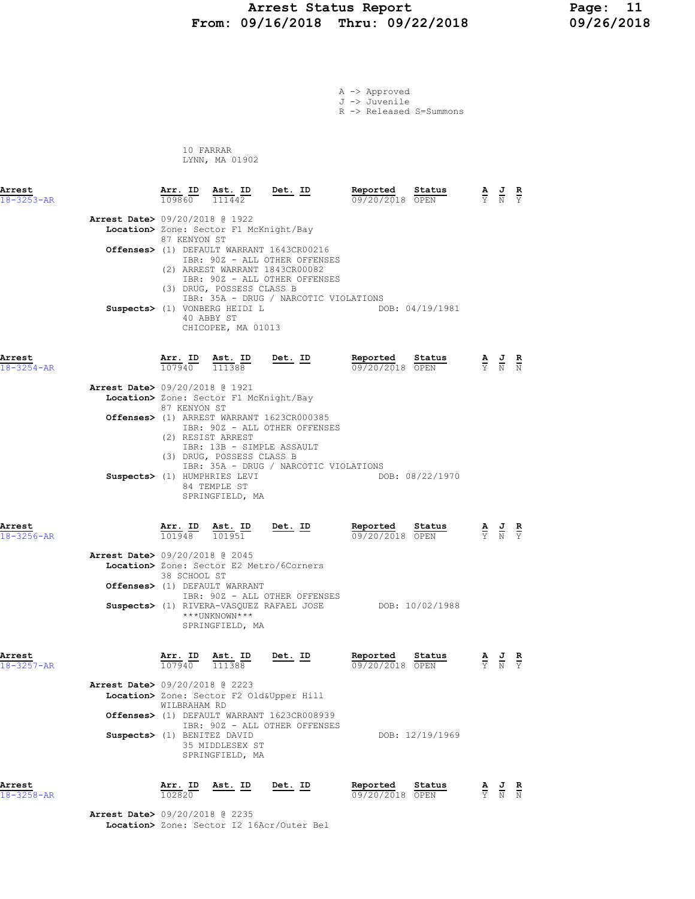A -> Approved
J -> Juvenile
R -> Released S=Summons

10 FARRAR
LYNN, MA 01902

| Arrest | Arr. ID | Ast. ID | Det. ID | Reported | Status | A | J | R |
|---|---|---|---|---|---|---|---|---|
| 18-3253-AR | 109860 | 111442 | | 09/20/2018 | OPEN | Y | N | Y |

**Arrest Date>** 09/20/2018 @ 1922
**Location>** Zone: Sector F1 McKnight/Bay
87 KENYON ST
**Offenses>** (1) DEFAULT WARRANT 1643CR00216
IBR: 90Z - ALL OTHER OFFENSES
(2) ARREST WARRANT 1843CR00082
IBR: 90Z - ALL OTHER OFFENSES
(3) DRUG, POSSESS CLASS B
IBR: 35A - DRUG / NARCOTIC VIOLATIONS
**Suspects>** (1) VONBERG HEIDI L — DOB: 04/19/1981
40 ABBY ST
CHICOPEE, MA 01013

| Arrest | Arr. ID | Ast. ID | Det. ID | Reported | Status | A | J | R |
|---|---|---|---|---|---|---|---|---|
| 18-3254-AR | 107940 | 111388 | | 09/20/2018 | OPEN | Y | N | N |

**Arrest Date>** 09/20/2018 @ 1921
**Location>** Zone: Sector F1 McKnight/Bay
87 KENYON ST
**Offenses>** (1) ARREST WARRANT 1623CR000385
IBR: 90Z - ALL OTHER OFFENSES
(2) RESIST ARREST
IBR: 13B - SIMPLE ASSAULT
(3) DRUG, POSSESS CLASS B
IBR: 35A - DRUG / NARCOTIC VIOLATIONS
**Suspects>** (1) HUMPHRIES LEVI — DOB: 08/22/1970
84 TEMPLE ST
SPRINGFIELD, MA

| Arrest | Arr. ID | Ast. ID | Det. ID | Reported | Status | A | J | R |
|---|---|---|---|---|---|---|---|---|
| 18-3256-AR | 101948 | 101951 | | 09/20/2018 | OPEN | Y | N | Y |

**Arrest Date>** 09/20/2018 @ 2045
**Location>** Zone: Sector E2 Metro/6Corners
38 SCHOOL ST
**Offenses>** (1) DEFAULT WARRANT
IBR: 90Z - ALL OTHER OFFENSES
**Suspects>** (1) RIVERA-VASQUEZ RAFAEL JOSE — DOB: 10/02/1988
***UNKNOWN***
SPRINGFIELD, MA

| Arrest | Arr. ID | Ast. ID | Det. ID | Reported | Status | A | J | R |
|---|---|---|---|---|---|---|---|---|
| 18-3257-AR | 107940 | 111388 | | 09/20/2018 | OPEN | Y | N | Y |

**Arrest Date>** 09/20/2018 @ 2223
**Location>** Zone: Sector F2 Old&Upper Hill
WILBRAHAM RD
**Offenses>** (1) DEFAULT WARRANT 1623CR008939
IBR: 90Z - ALL OTHER OFFENSES
**Suspects>** (1) BENITEZ DAVID — DOB: 12/19/1969
35 MIDDLESEX ST
SPRINGFIELD, MA

| Arrest | Arr. ID | Ast. ID | Det. ID | Reported | Status | A | J | R |
|---|---|---|---|---|---|---|---|---|
| 18-3258-AR | 102820 | | | 09/20/2018 | OPEN | Y | N | N |

**Arrest Date>** 09/20/2018 @ 2235
**Location>** Zone: Sector I2 16Acr/Outer Bel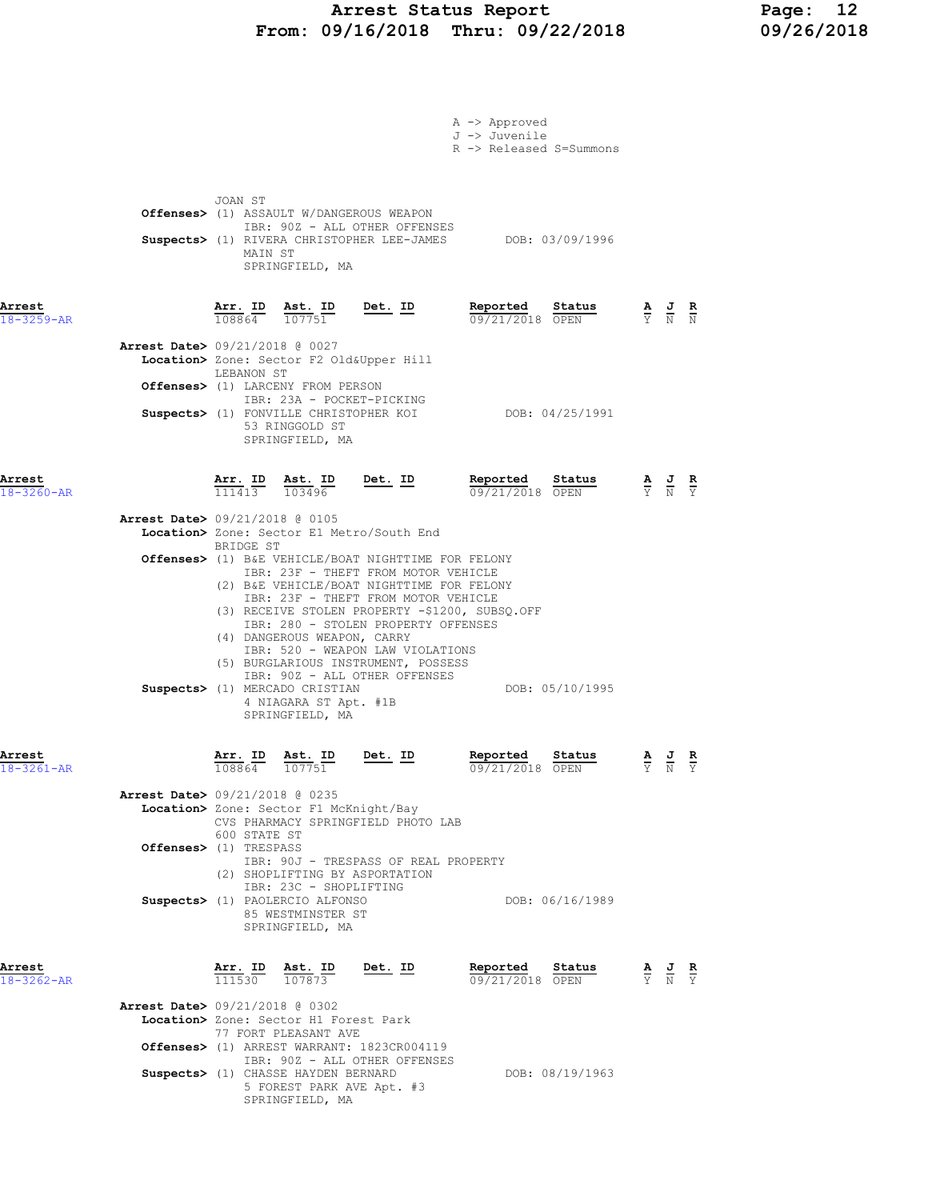A -> Approved
J -> Juvenile
R -> Released S=Summons

JOAN ST
**Offenses>** (1) ASSAULT W/DANGEROUS WEAPON
IBR: 90Z - ALL OTHER OFFENSES
**Suspects>** (1) RIVERA CHRISTOPHER LEE-JAMES DOB: 03/09/1996
MAIN ST
SPRINGFIELD, MA

| Arrest | Arr. ID | Ast. ID | Det. ID | Reported | Status | A | J | R |
|---|---|---|---|---|---|---|---|---|
| 18-3259-AR | 108864 | 107751 | | 09/21/2018 | OPEN | Y | N | N |

**Arrest Date>** 09/21/2018 @ 0027
**Location>** Zone: Sector F2 Old&Upper Hill
LEBANON ST
**Offenses>** (1) LARCENY FROM PERSON
IBR: 23A - POCKET-PICKING
**Suspects>** (1) FONVILLE CHRISTOPHER KOI DOB: 04/25/1991
53 RINGGOLD ST
SPRINGFIELD, MA

| Arrest | Arr. ID | Ast. ID | Det. ID | Reported | Status | A | J | R |
|---|---|---|---|---|---|---|---|---|
| 18-3260-AR | 111413 | 103496 | | 09/21/2018 | OPEN | Y | N | Y |

**Arrest Date>** 09/21/2018 @ 0105
**Location>** Zone: Sector E1 Metro/South End
BRIDGE ST
**Offenses>** (1) B&E VEHICLE/BOAT NIGHTTIME FOR FELONY
IBR: 23F - THEFT FROM MOTOR VEHICLE
(2) B&E VEHICLE/BOAT NIGHTTIME FOR FELONY
IBR: 23F - THEFT FROM MOTOR VEHICLE
(3) RECEIVE STOLEN PROPERTY -$1200, SUBSQ.OFF
IBR: 280 - STOLEN PROPERTY OFFENSES
(4) DANGEROUS WEAPON, CARRY
IBR: 520 - WEAPON LAW VIOLATIONS
(5) BURGLARIOUS INSTRUMENT, POSSESS
IBR: 90Z - ALL OTHER OFFENSES
**Suspects>** (1) MERCADO CRISTIAN DOB: 05/10/1995
4 NIAGARA ST Apt. #1B
SPRINGFIELD, MA

| Arrest | Arr. ID | Ast. ID | Det. ID | Reported | Status | A | J | R |
|---|---|---|---|---|---|---|---|---|
| 18-3261-AR | 108864 | 107751 | | 09/21/2018 | OPEN | Y | N | Y |

**Arrest Date>** 09/21/2018 @ 0235
**Location>** Zone: Sector F1 McKnight/Bay
CVS PHARMACY SPRINGFIELD PHOTO LAB
600 STATE ST
**Offenses>** (1) TRESPASS
IBR: 90J - TRESPASS OF REAL PROPERTY
(2) SHOPLIFTING BY ASPORTATION
IBR: 23C - SHOPLIFTING
**Suspects>** (1) PAOLERCIO ALFONSO DOB: 06/16/1989
85 WESTMINSTER ST
SPRINGFIELD, MA

| Arrest | Arr. ID | Ast. ID | Det. ID | Reported | Status | A | J | R |
|---|---|---|---|---|---|---|---|---|
| 18-3262-AR | 111530 | 107873 | | 09/21/2018 | OPEN | Y | N | Y |

**Arrest Date>** 09/21/2018 @ 0302
**Location>** Zone: Sector H1 Forest Park
77 FORT PLEASANT AVE
**Offenses>** (1) ARREST WARRANT: 1823CR004119
IBR: 90Z - ALL OTHER OFFENSES
**Suspects>** (1) CHASSE HAYDEN BERNARD DOB: 08/19/1963
5 FOREST PARK AVE Apt. #3
SPRINGFIELD, MA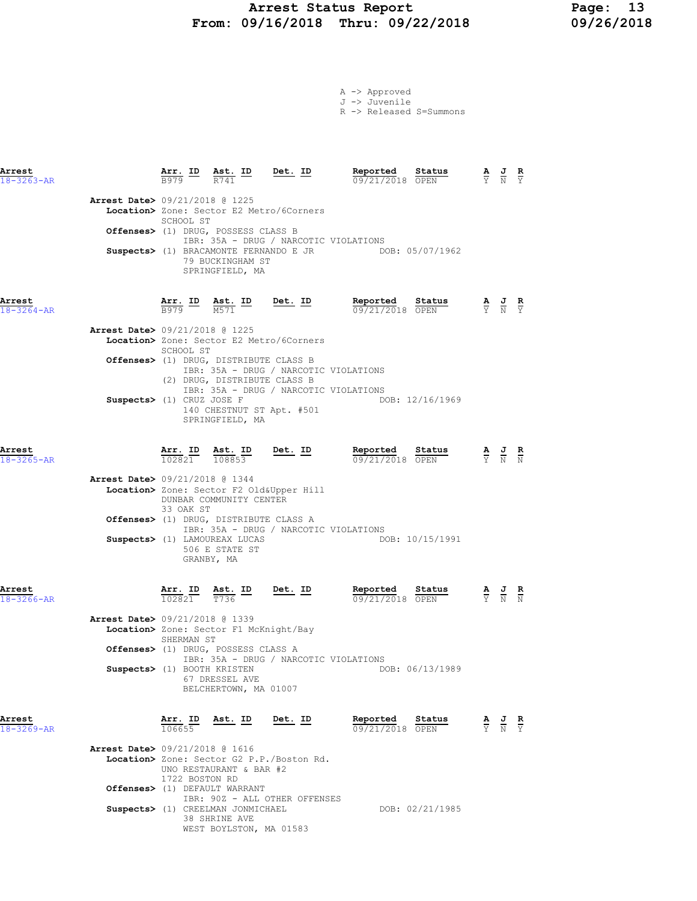# Arrest Status Report
## From: 09/16/2018 Thru: 09/22/2018

A -> Approved
J -> Juvenile
R -> Released S=Summons

---

| Arrest | Arr. ID | Ast. ID | Det. ID | Reported | Status | A | J | R |
|---|---|---|---|---|---|---|---|---|
| 18-3263-AR | B979 | R741 | | 09/21/2018 | OPEN | Y | N | Y |

**Arrest Date>** 09/21/2018 @ 1225
**Location>** Zone: Sector E2 Metro/6Corners
SCHOOL ST
**Offenses>** (1) DRUG, POSSESS CLASS B
IBR: 35A - DRUG / NARCOTIC VIOLATIONS
**Suspects>** (1) BRACAMONTE FERNANDO E JR DOB: 05/07/1962
79 BUCKINGHAM ST
SPRINGFIELD, MA

---

| Arrest | Arr. ID | Ast. ID | Det. ID | Reported | Status | A | J | R |
|---|---|---|---|---|---|---|---|---|
| 18-3264-AR | B979 | M571 | | 09/21/2018 | OPEN | Y | N | Y |

**Arrest Date>** 09/21/2018 @ 1225
**Location>** Zone: Sector E2 Metro/6Corners
SCHOOL ST
**Offenses>** (1) DRUG, DISTRIBUTE CLASS B
IBR: 35A - DRUG / NARCOTIC VIOLATIONS
(2) DRUG, DISTRIBUTE CLASS B
IBR: 35A - DRUG / NARCOTIC VIOLATIONS
**Suspects>** (1) CRUZ JOSE F DOB: 12/16/1969
140 CHESTNUT ST Apt. #501
SPRINGFIELD, MA

---

| Arrest | Arr. ID | Ast. ID | Det. ID | Reported | Status | A | J | R |
|---|---|---|---|---|---|---|---|---|
| 18-3265-AR | 102821 | 108853 | | 09/21/2018 | OPEN | Y | N | N |

**Arrest Date>** 09/21/2018 @ 1344
**Location>** Zone: Sector F2 Old&Upper Hill
DUNBAR COMMUNITY CENTER
33 OAK ST
**Offenses>** (1) DRUG, DISTRIBUTE CLASS A
IBR: 35A - DRUG / NARCOTIC VIOLATIONS
**Suspects>** (1) LAMOUREAX LUCAS DOB: 10/15/1991
506 E STATE ST
GRANBY, MA

---

| Arrest | Arr. ID | Ast. ID | Det. ID | Reported | Status | A | J | R |
|---|---|---|---|---|---|---|---|---|
| 18-3266-AR | 102821 | T736 | | 09/21/2018 | OPEN | Y | N | N |

**Arrest Date>** 09/21/2018 @ 1339
**Location>** Zone: Sector F1 McKnight/Bay
SHERMAN ST
**Offenses>** (1) DRUG, POSSESS CLASS A
IBR: 35A - DRUG / NARCOTIC VIOLATIONS
**Suspects>** (1) BOOTH KRISTEN DOB: 06/13/1989
67 DRESSEL AVE
BELCHERTOWN, MA 01007

---

| Arrest | Arr. ID | Ast. ID | Det. ID | Reported | Status | A | J | R |
|---|---|---|---|---|---|---|---|---|
| 18-3269-AR | 106655 | | | 09/21/2018 | OPEN | Y | N | Y |

**Arrest Date>** 09/21/2018 @ 1616
**Location>** Zone: Sector G2 P.P./Boston Rd.
UNO RESTAURANT & BAR #2
1722 BOSTON RD
**Offenses>** (1) DEFAULT WARRANT
IBR: 90Z - ALL OTHER OFFENSES
**Suspects>** (1) CREELMAN JONMICHAEL DOB: 02/21/1985
38 SHRINE AVE
WEST BOYLSTON, MA 01583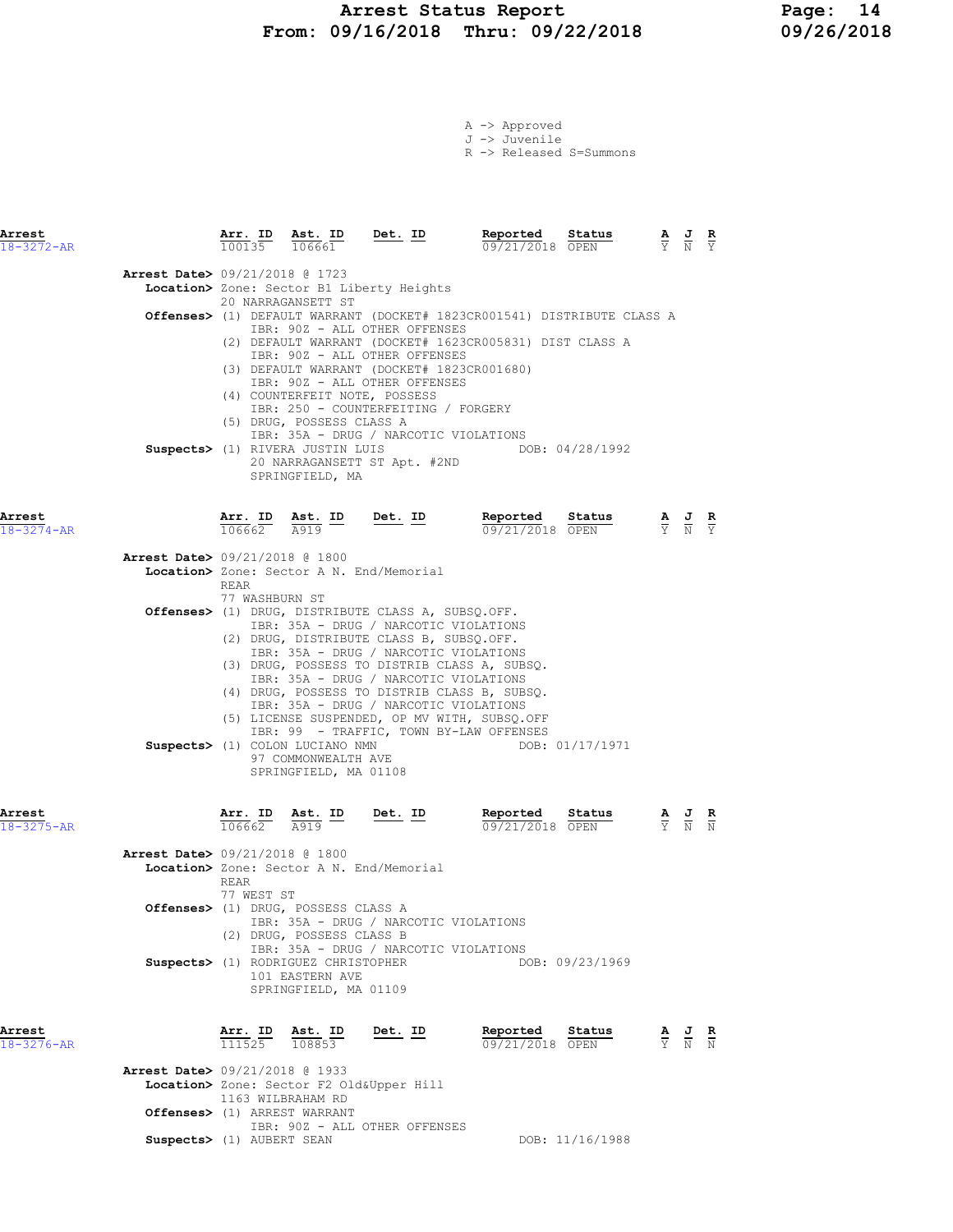# Arrest Status Report

**From: 09/16/2018 Thru: 09/22/2018**

A -> Approved
J -> Juvenile
R -> Released S=Summons

## Arrest 18-3272-AR

| Arr. ID | Ast. ID | Det. ID | Reported | Status | A | J | R |
|---|---|---|---|---|---|---|---|
| 100135 | 106661 | | 09/21/2018 | OPEN | Y | N | Y |

**Arrest Date>** 09/21/2018 @ 1723

**Location>** Zone: Sector B1 Liberty Heights
20 NARRAGANSETT ST

**Offenses>**
(1) DEFAULT WARRANT (DOCKET# 1823CR001541) DISTRIBUTE CLASS A
IBR: 90Z - ALL OTHER OFFENSES
(2) DEFAULT WARRANT (DOCKET# 1623CR005831) DIST CLASS A
IBR: 90Z - ALL OTHER OFFENSES
(3) DEFAULT WARRANT (DOCKET# 1823CR001680)
IBR: 90Z - ALL OTHER OFFENSES
(4) COUNTERFEIT NOTE, POSSESS
IBR: 250 - COUNTERFEITING / FORGERY
(5) DRUG, POSSESS CLASS A
IBR: 35A - DRUG / NARCOTIC VIOLATIONS

**Suspects>** (1) RIVERA JUSTIN LUIS DOB: 04/28/1992
20 NARRAGANSETT ST Apt. #2ND
SPRINGFIELD, MA

## Arrest 18-3274-AR

| Arr. ID | Ast. ID | Det. ID | Reported | Status | A | J | R |
|---|---|---|---|---|---|---|---|
| 106662 | A919 | | 09/21/2018 | OPEN | Y | N | Y |

**Arrest Date>** 09/21/2018 @ 1800

**Location>** Zone: Sector A N. End/Memorial
REAR
77 WASHBURN ST

**Offenses>**
(1) DRUG, DISTRIBUTE CLASS A, SUBSQ.OFF.
IBR: 35A - DRUG / NARCOTIC VIOLATIONS
(2) DRUG, DISTRIBUTE CLASS B, SUBSQ.OFF.
IBR: 35A - DRUG / NARCOTIC VIOLATIONS
(3) DRUG, POSSESS TO DISTRIB CLASS A, SUBSQ.
IBR: 35A - DRUG / NARCOTIC VIOLATIONS
(4) DRUG, POSSESS TO DISTRIB CLASS B, SUBSQ.
IBR: 35A - DRUG / NARCOTIC VIOLATIONS
(5) LICENSE SUSPENDED, OP MV WITH, SUBSQ.OFF
IBR: 99 - TRAFFIC, TOWN BY-LAW OFFENSES

**Suspects>** (1) COLON LUCIANO NMN DOB: 01/17/1971
97 COMMONWEALTH AVE
SPRINGFIELD, MA 01108

## Arrest 18-3275-AR

| Arr. ID | Ast. ID | Det. ID | Reported | Status | A | J | R |
|---|---|---|---|---|---|---|---|
| 106662 | A919 | | 09/21/2018 | OPEN | Y | N | N |

**Arrest Date>** 09/21/2018 @ 1800

**Location>** Zone: Sector A N. End/Memorial
REAR
77 WEST ST

**Offenses>**
(1) DRUG, POSSESS CLASS A
IBR: 35A - DRUG / NARCOTIC VIOLATIONS
(2) DRUG, POSSESS CLASS B
IBR: 35A - DRUG / NARCOTIC VIOLATIONS

**Suspects>** (1) RODRIGUEZ CHRISTOPHER DOB: 09/23/1969
101 EASTERN AVE
SPRINGFIELD, MA 01109

## Arrest 18-3276-AR

| Arr. ID | Ast. ID | Det. ID | Reported | Status | A | J | R |
|---|---|---|---|---|---|---|---|
| 111525 | 108853 | | 09/21/2018 | OPEN | Y | N | N |

**Arrest Date>** 09/21/2018 @ 1933

**Location>** Zone: Sector F2 Old&Upper Hill
1163 WILBRAHAM RD

**Offenses>**
(1) ARREST WARRANT
IBR: 90Z - ALL OTHER OFFENSES

**Suspects>** (1) AUBERT SEAN DOB: 11/16/1988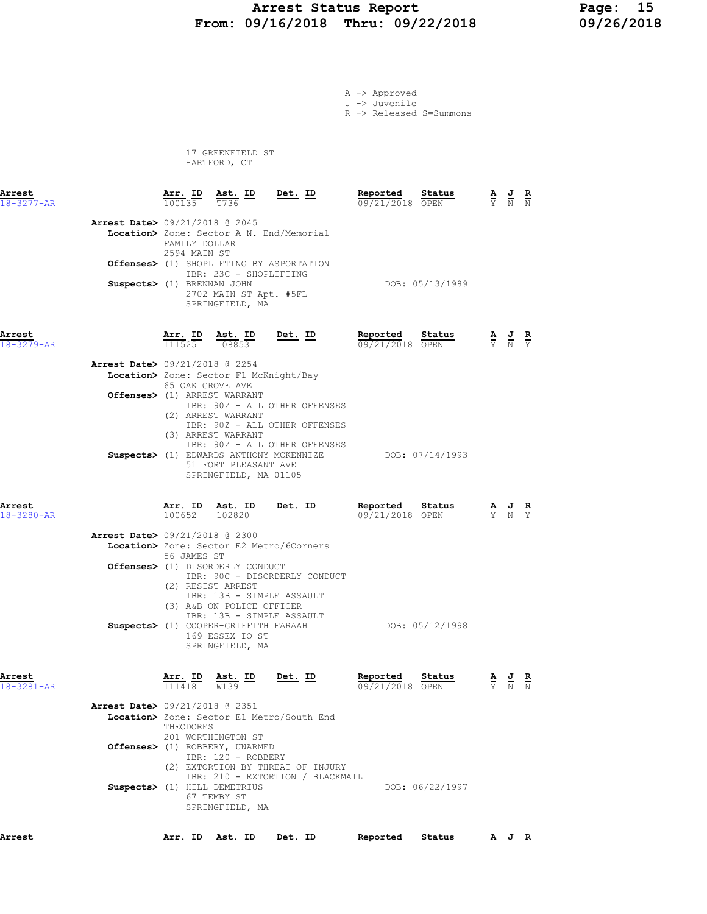A -> Approved
J -> Juvenile
R -> Released S=Summons

17 GREENFIELD ST
HARTFORD, CT

| Arrest | Arr. ID | Ast. ID | Det. ID | Reported | Status | A | J | R |
|---|---|---|---|---|---|---|---|---|
| 18-3277-AR | 100135 | T736 | | 09/21/2018 | OPEN | Y | N | N |

**Arrest Date>** 09/21/2018 @ 2045
**Location>** Zone: Sector A N. End/Memorial
FAMILY DOLLAR
2594 MAIN ST
**Offenses>** (1) SHOPLIFTING BY ASPORTATION
IBR: 23C - SHOPLIFTING
**Suspects>** (1) BRENNAN JOHN DOB: 05/13/1989
2702 MAIN ST Apt. #5FL
SPRINGFIELD, MA

| Arrest | Arr. ID | Ast. ID | Det. ID | Reported | Status | A | J | R |
|---|---|---|---|---|---|---|---|---|
| 18-3279-AR | 111525 | 108853 | | 09/21/2018 | OPEN | Y | N | Y |

**Arrest Date>** 09/21/2018 @ 2254
**Location>** Zone: Sector F1 McKnight/Bay
65 OAK GROVE AVE
**Offenses>** (1) ARREST WARRANT
IBR: 90Z - ALL OTHER OFFENSES
(2) ARREST WARRANT
IBR: 90Z - ALL OTHER OFFENSES
(3) ARREST WARRANT
IBR: 90Z - ALL OTHER OFFENSES
**Suspects>** (1) EDWARDS ANTHONY MCKENNIZE DOB: 07/14/1993
51 FORT PLEASANT AVE
SPRINGFIELD, MA 01105

| Arrest | Arr. ID | Ast. ID | Det. ID | Reported | Status | A | J | R |
|---|---|---|---|---|---|---|---|---|
| 18-3280-AR | 100652 | 102820 | | 09/21/2018 | OPEN | Y | N | Y |

**Arrest Date>** 09/21/2018 @ 2300
**Location>** Zone: Sector E2 Metro/6Corners
56 JAMES ST
**Offenses>** (1) DISORDERLY CONDUCT
IBR: 90C - DISORDERLY CONDUCT
(2) RESIST ARREST
IBR: 13B - SIMPLE ASSAULT
(3) A&B ON POLICE OFFICER
IBR: 13B - SIMPLE ASSAULT
**Suspects>** (1) COOPER-GRIFFITH FARAAH DOB: 05/12/1998
169 ESSEX IO ST
SPRINGFIELD, MA

| Arrest | Arr. ID | Ast. ID | Det. ID | Reported | Status | A | J | R |
|---|---|---|---|---|---|---|---|---|
| 18-3281-AR | 111418 | W139 | | 09/21/2018 | OPEN | Y | N | N |

**Arrest Date>** 09/21/2018 @ 2351
**Location>** Zone: Sector E1 Metro/South End
THEODORES
201 WORTHINGTON ST
**Offenses>** (1) ROBBERY, UNARMED
IBR: 120 - ROBBERY
(2) EXTORTION BY THREAT OF INJURY
IBR: 210 - EXTORTION / BLACKMAIL
**Suspects>** (1) HILL DEMETRIUS DOB: 06/22/1997
67 TEMBY ST
SPRINGFIELD, MA

| Arrest | Arr. ID | Ast. ID | Det. ID | Reported | Status | A | J | R |
|---|---|---|---|---|---|---|---|---|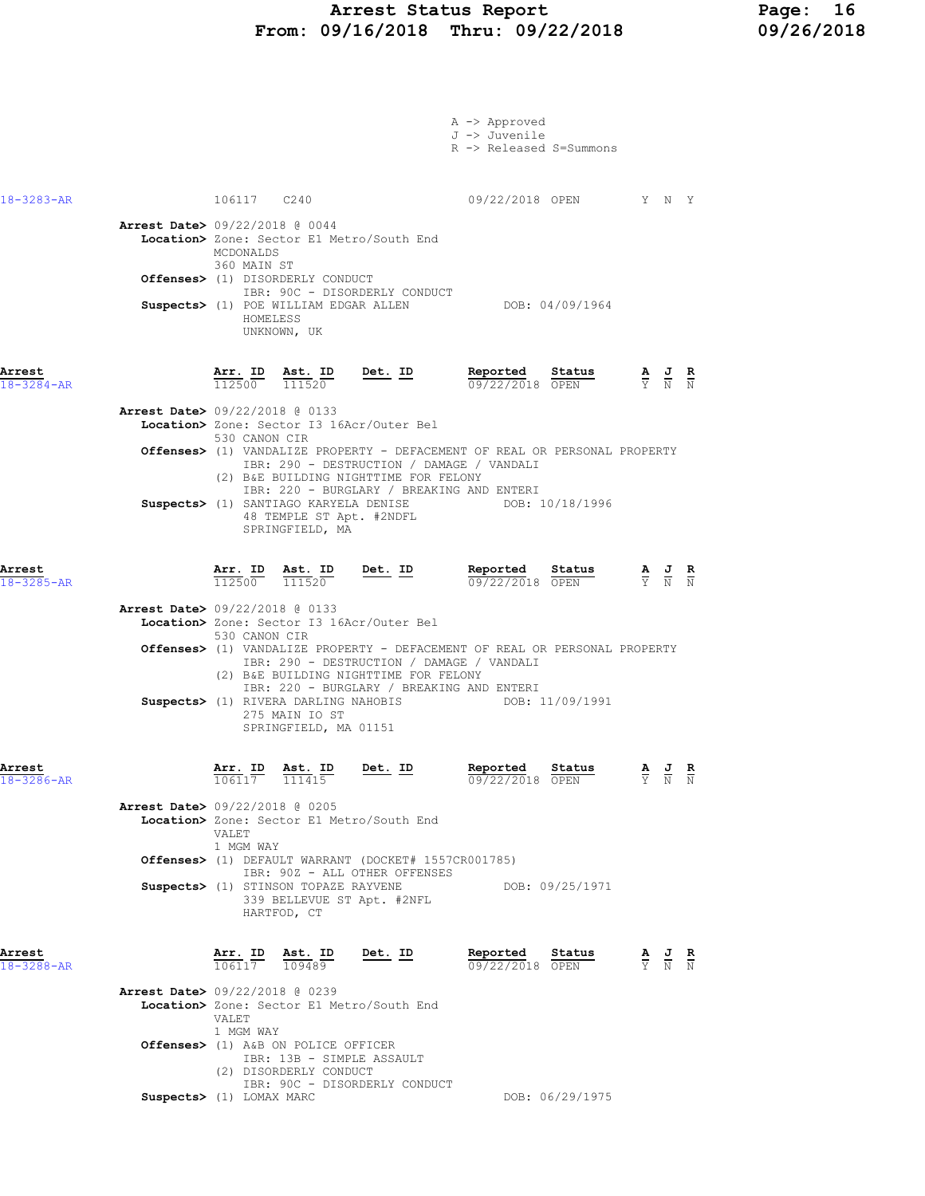# Arrest Status Report
## From: 09/16/2018 Thru: 09/22/2018

A -> Approved
J -> Juvenile
R -> Released S=Summons

| Arrest | Arr. ID | Ast. ID | Det. ID | Reported | Status | A | J | R |
|---|---|---|---|---|---|---|---|---|
| 18-3283-AR | 106117 | C240 | | 09/22/2018 | OPEN | Y | N | Y |

**Arrest Date>** 09/22/2018 @ 0044
**Location>** Zone: Sector E1 Metro/South End
MCDONALDS
360 MAIN ST
**Offenses>** (1) DISORDERLY CONDUCT
IBR: 90C - DISORDERLY CONDUCT
**Suspects>** (1) POE WILLIAM EDGAR ALLEN DOB: 04/09/1964
HOMELESS
UNKNOWN, UK

| Arrest | Arr. ID | Ast. ID | Det. ID | Reported | Status | A | J | R |
|---|---|---|---|---|---|---|---|---|
| 18-3284-AR | 112500 | 111520 | | 09/22/2018 | OPEN | Y | N | N |

**Arrest Date>** 09/22/2018 @ 0133
**Location>** Zone: Sector I3 16Acr/Outer Bel
530 CANON CIR
**Offenses>** (1) VANDALIZE PROPERTY - DEFACEMENT OF REAL OR PERSONAL PROPERTY
IBR: 290 - DESTRUCTION / DAMAGE / VANDALI
(2) B&E BUILDING NIGHTTIME FOR FELONY
IBR: 220 - BURGLARY / BREAKING AND ENTERI
**Suspects>** (1) SANTIAGO KARYELA DENISE DOB: 10/18/1996
48 TEMPLE ST Apt. #2NDFL
SPRINGFIELD, MA

| Arrest | Arr. ID | Ast. ID | Det. ID | Reported | Status | A | J | R |
|---|---|---|---|---|---|---|---|---|
| 18-3285-AR | 112500 | 111520 | | 09/22/2018 | OPEN | Y | N | N |

**Arrest Date>** 09/22/2018 @ 0133
**Location>** Zone: Sector I3 16Acr/Outer Bel
530 CANON CIR
**Offenses>** (1) VANDALIZE PROPERTY - DEFACEMENT OF REAL OR PERSONAL PROPERTY
IBR: 290 - DESTRUCTION / DAMAGE / VANDALI
(2) B&E BUILDING NIGHTTIME FOR FELONY
IBR: 220 - BURGLARY / BREAKING AND ENTERI
**Suspects>** (1) RIVERA DARLING NAHOBIS DOB: 11/09/1991
275 MAIN IO ST
SPRINGFIELD, MA 01151

| Arrest | Arr. ID | Ast. ID | Det. ID | Reported | Status | A | J | R |
|---|---|---|---|---|---|---|---|---|
| 18-3286-AR | 106117 | 111415 | | 09/22/2018 | OPEN | Y | N | N |

**Arrest Date>** 09/22/2018 @ 0205
**Location>** Zone: Sector E1 Metro/South End
VALET
1 MGM WAY
**Offenses>** (1) DEFAULT WARRANT (DOCKET# 1557CR001785)
IBR: 90Z - ALL OTHER OFFENSES
**Suspects>** (1) STINSON TOPAZE RAYVENE DOB: 09/25/1971
339 BELLEVUE ST Apt. #2NFL
HARTFOD, CT

| Arrest | Arr. ID | Ast. ID | Det. ID | Reported | Status | A | J | R |
|---|---|---|---|---|---|---|---|---|
| 18-3288-AR | 106117 | 109489 | | 09/22/2018 | OPEN | Y | N | N |

**Arrest Date>** 09/22/2018 @ 0239
**Location>** Zone: Sector E1 Metro/South End
VALET
1 MGM WAY
**Offenses>** (1) A&B ON POLICE OFFICER
IBR: 13B - SIMPLE ASSAULT
(2) DISORDERLY CONDUCT
IBR: 90C - DISORDERLY CONDUCT
**Suspects>** (1) LOMAX MARC DOB: 06/29/1975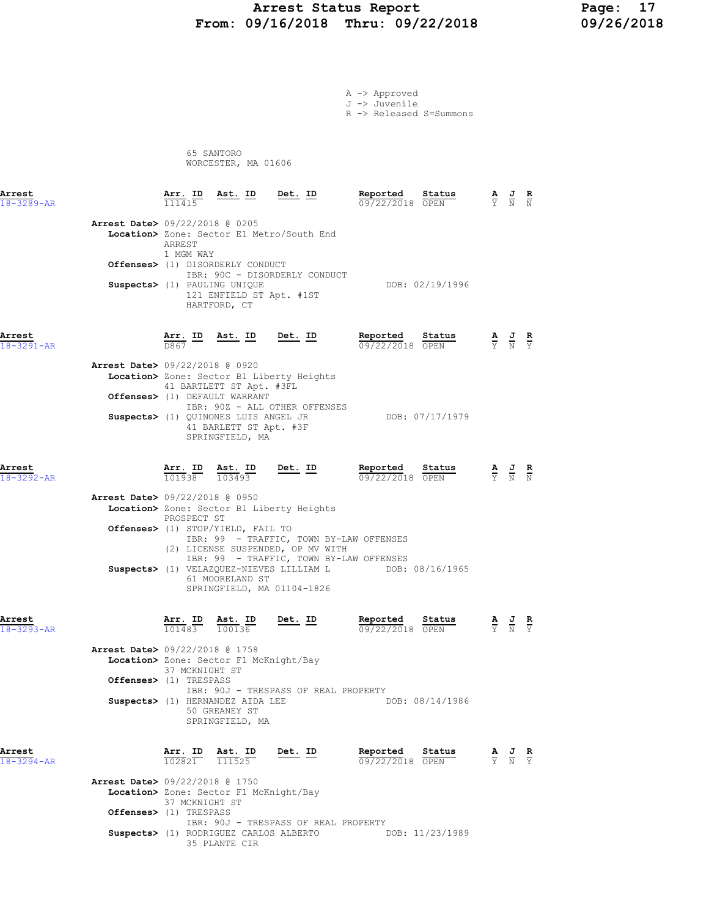# Arrest Status Report
## From: 09/16/2018 Thru: 09/22/2018

A -> Approved
J -> Juvenile
R -> Released S=Summons

65 SANTORO
WORCESTER, MA 01606

---

**Arrest** 18-3289-AR

| Arr. ID | Ast. ID | Det. ID | Reported | Status | A | J | R |
|---|---|---|---|---|---|---|---|
| 111415 | | | 09/22/2018 | OPEN | Y | N | N |

**Arrest Date>** 09/22/2018 @ 0205
**Location>** Zone: Sector E1 Metro/South End
ARREST
1 MGM WAY
**Offenses>** (1) DISORDERLY CONDUCT
IBR: 90C - DISORDERLY CONDUCT
**Suspects>** (1) PAULING UNIQUE DOB: 02/19/1996
121 ENFIELD ST Apt. #1ST
HARTFORD, CT

---

**Arrest** 18-3291-AR

| Arr. ID | Ast. ID | Det. ID | Reported | Status | A | J | R |
|---|---|---|---|---|---|---|---|
| D867 | | | 09/22/2018 | OPEN | Y | N | Y |

**Arrest Date>** 09/22/2018 @ 0920
**Location>** Zone: Sector B1 Liberty Heights
41 BARTLETT ST Apt. #3FL
**Offenses>** (1) DEFAULT WARRANT
IBR: 90Z - ALL OTHER OFFENSES
**Suspects>** (1) QUINONES LUIS ANGEL JR DOB: 07/17/1979
41 BARLETT ST Apt. #3F
SPRINGFIELD, MA

---

**Arrest** 18-3292-AR

| Arr. ID | Ast. ID | Det. ID | Reported | Status | A | J | R |
|---|---|---|---|---|---|---|---|
| 101938 | 103493 | | 09/22/2018 | OPEN | Y | N | N |

**Arrest Date>** 09/22/2018 @ 0950
**Location>** Zone: Sector B1 Liberty Heights
PROSPECT ST
**Offenses>** (1) STOP/YIELD, FAIL TO
IBR: 99 - TRAFFIC, TOWN BY-LAW OFFENSES
(2) LICENSE SUSPENDED, OP MV WITH
IBR: 99 - TRAFFIC, TOWN BY-LAW OFFENSES
**Suspects>** (1) VELAZQUEZ-NIEVES LILLIAM L DOB: 08/16/1965
61 MOORELAND ST
SPRINGFIELD, MA 01104-1826

---

**Arrest** 18-3293-AR

| Arr. ID | Ast. ID | Det. ID | Reported | Status | A | J | R |
|---|---|---|---|---|---|---|---|
| 101483 | 100136 | | 09/22/2018 | OPEN | Y | N | Y |

**Arrest Date>** 09/22/2018 @ 1758
**Location>** Zone: Sector F1 McKnight/Bay
37 MCKNIGHT ST
**Offenses>** (1) TRESPASS
IBR: 90J - TRESPASS OF REAL PROPERTY
**Suspects>** (1) HERNANDEZ AIDA LEE DOB: 08/14/1986
50 GREANEY ST
SPRINGFIELD, MA

---

**Arrest** 18-3294-AR

| Arr. ID | Ast. ID | Det. ID | Reported | Status | A | J | R |
|---|---|---|---|---|---|---|---|
| 102821 | 111525 | | 09/22/2018 | OPEN | Y | N | Y |

**Arrest Date>** 09/22/2018 @ 1750
**Location>** Zone: Sector F1 McKnight/Bay
37 MCKNIGHT ST
**Offenses>** (1) TRESPASS
IBR: 90J - TRESPASS OF REAL PROPERTY
**Suspects>** (1) RODRIGUEZ CARLOS ALBERTO DOB: 11/23/1989
35 PLANTE CIR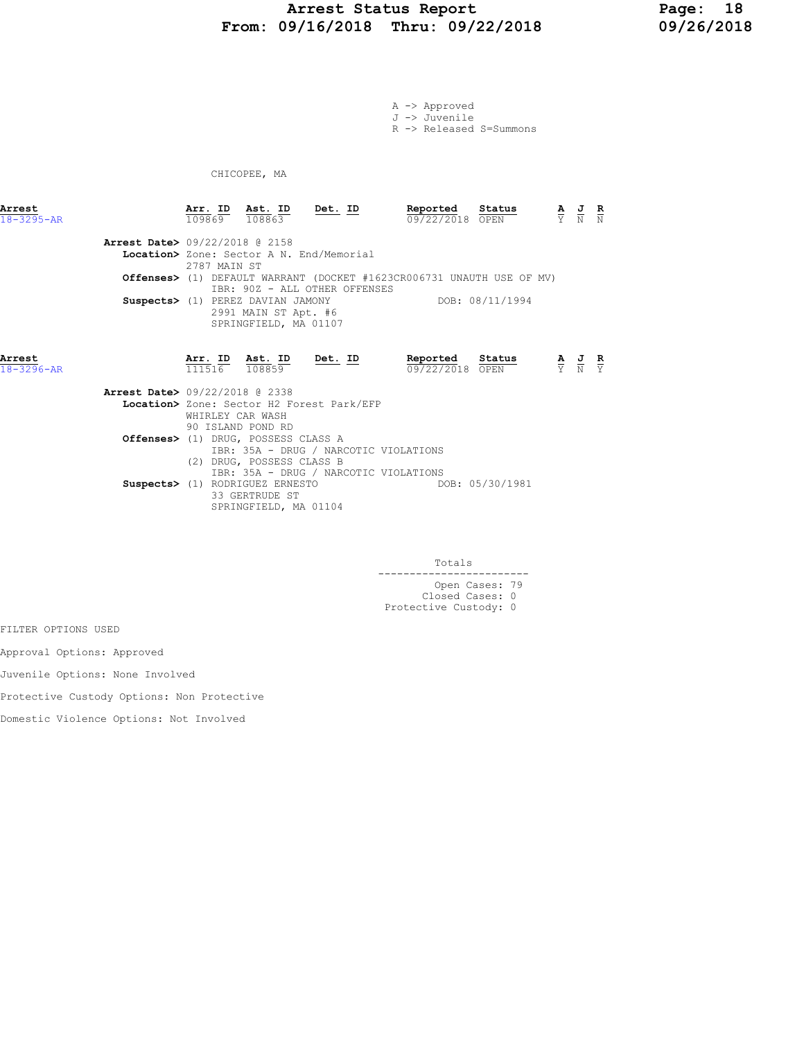# Arrest Status Report
## From: 09/16/2018 Thru: 09/22/2018

A -> Approved
J -> Juvenile
R -> Released S=Summons

CHICOPEE, MA

| Arrest | Arr. ID | Ast. ID | Det. ID | Reported | Status | A | J | R |
|---|---|---|---|---|---|---|---|---|
| 18-3295-AR | 109869 | 108863 | | 09/22/2018 | OPEN | Y | N | N |

**Arrest Date>** 09/22/2018 @ 2158
**Location>** Zone: Sector A N. End/Memorial
2787 MAIN ST
**Offenses>** (1) DEFAULT WARRANT (DOCKET #1623CR006731 UNAUTH USE OF MV)
IBR: 90Z - ALL OTHER OFFENSES
**Suspects>** (1) PEREZ DAVIAN JAMONY DOB: 08/11/1994
2991 MAIN ST Apt. #6
SPRINGFIELD, MA 01107

| Arrest | Arr. ID | Ast. ID | Det. ID | Reported | Status | A | J | R |
|---|---|---|---|---|---|---|---|---|
| 18-3296-AR | 111516 | 108859 | | 09/22/2018 | OPEN | Y | N | Y |

**Arrest Date>** 09/22/2018 @ 2338
**Location>** Zone: Sector H2 Forest Park/EFP
WHIRLEY CAR WASH
90 ISLAND POND RD
**Offenses>** (1) DRUG, POSSESS CLASS A
IBR: 35A - DRUG / NARCOTIC VIOLATIONS
(2) DRUG, POSSESS CLASS B
IBR: 35A - DRUG / NARCOTIC VIOLATIONS
**Suspects>** (1) RODRIGUEZ ERNESTO DOB: 05/30/1981
33 GERTRUDE ST
SPRINGFIELD, MA 01104

Totals

Open Cases: 79
Closed Cases: 0
Protective Custody: 0

FILTER OPTIONS USED

Approval Options: Approved

Juvenile Options: None Involved

Protective Custody Options: Non Protective

Domestic Violence Options: Not Involved